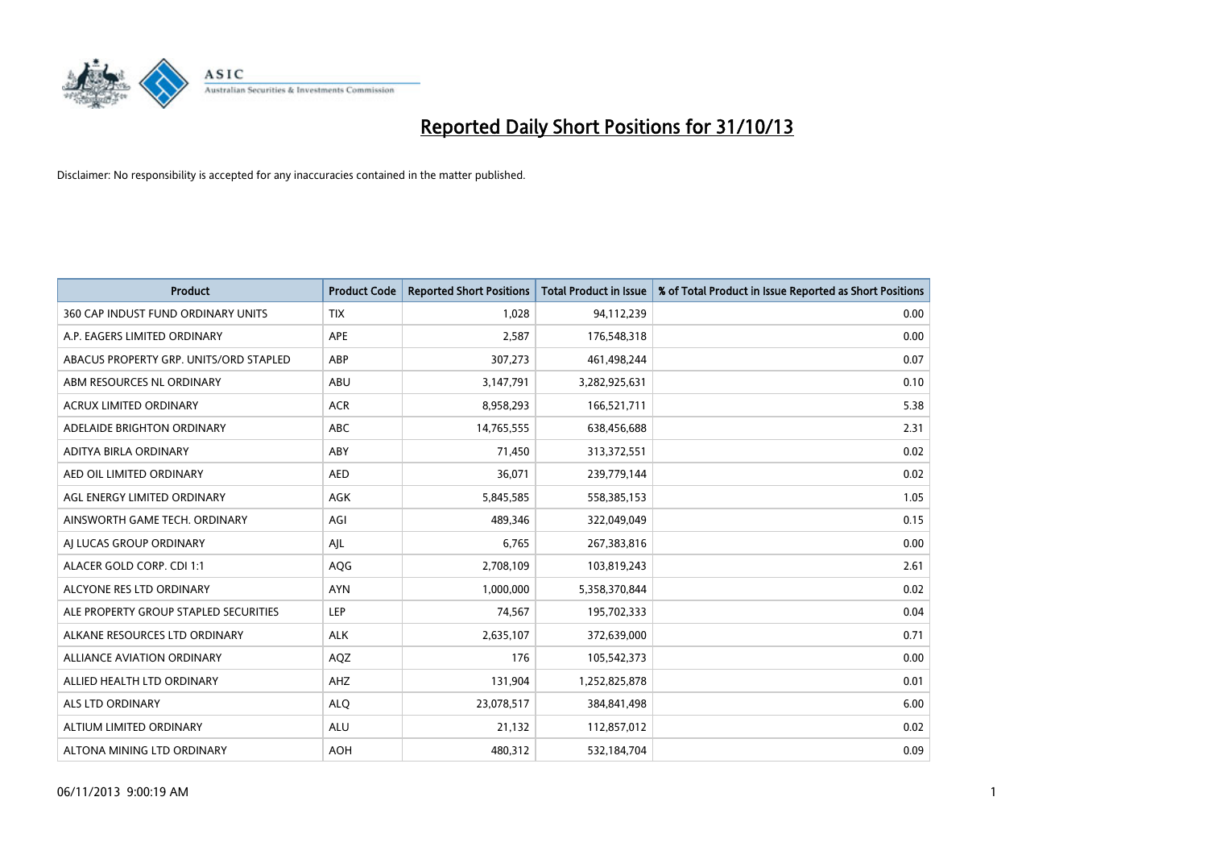# Reported Daily Short Positions for 31/10/13

Disclaimer: No responsibility is accepted for any inaccuracies contained in the matter published.

| Product | Product Code | Reported Short Positions | Total Product in Issue | % of Total Product in Issue Reported as Short Positions |
|---|---|---|---|---|
| 360 CAP INDUST FUND ORDINARY UNITS | TIX | 1,028 | 94,112,239 | 0.00 |
| A.P. EAGERS LIMITED ORDINARY | APE | 2,587 | 176,548,318 | 0.00 |
| ABACUS PROPERTY GRP. UNITS/ORD STAPLED | ABP | 307,273 | 461,498,244 | 0.07 |
| ABM RESOURCES NL ORDINARY | ABU | 3,147,791 | 3,282,925,631 | 0.10 |
| ACRUX LIMITED ORDINARY | ACR | 8,958,293 | 166,521,711 | 5.38 |
| ADELAIDE BRIGHTON ORDINARY | ABC | 14,765,555 | 638,456,688 | 2.31 |
| ADITYA BIRLA ORDINARY | ABY | 71,450 | 313,372,551 | 0.02 |
| AED OIL LIMITED ORDINARY | AED | 36,071 | 239,779,144 | 0.02 |
| AGL ENERGY LIMITED ORDINARY | AGK | 5,845,585 | 558,385,153 | 1.05 |
| AINSWORTH GAME TECH. ORDINARY | AGI | 489,346 | 322,049,049 | 0.15 |
| AJ LUCAS GROUP ORDINARY | AJL | 6,765 | 267,383,816 | 0.00 |
| ALACER GOLD CORP. CDI 1:1 | AQG | 2,708,109 | 103,819,243 | 2.61 |
| ALCYONE RES LTD ORDINARY | AYN | 1,000,000 | 5,358,370,844 | 0.02 |
| ALE PROPERTY GROUP STAPLED SECURITIES | LEP | 74,567 | 195,702,333 | 0.04 |
| ALKANE RESOURCES LTD ORDINARY | ALK | 2,635,107 | 372,639,000 | 0.71 |
| ALLIANCE AVIATION ORDINARY | AQZ | 176 | 105,542,373 | 0.00 |
| ALLIED HEALTH LTD ORDINARY | AHZ | 131,904 | 1,252,825,878 | 0.01 |
| ALS LTD ORDINARY | ALQ | 23,078,517 | 384,841,498 | 6.00 |
| ALTIUM LIMITED ORDINARY | ALU | 21,132 | 112,857,012 | 0.02 |
| ALTONA MINING LTD ORDINARY | AOH | 480,312 | 532,184,704 | 0.09 |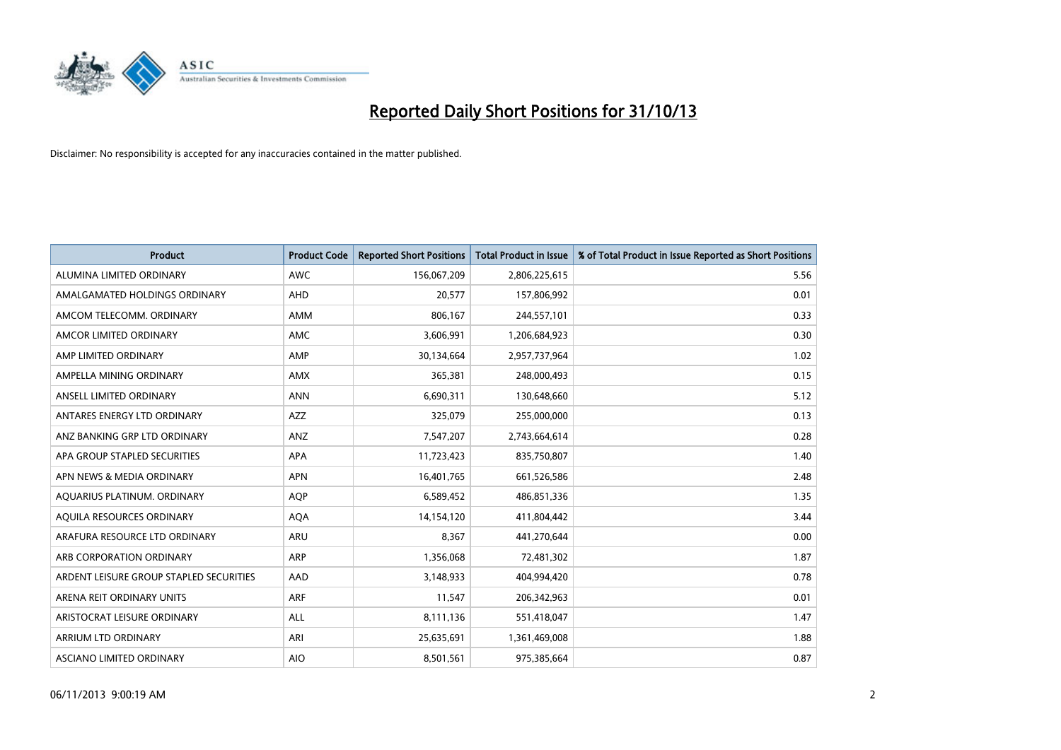# Reported Daily Short Positions for 31/10/13

Disclaimer: No responsibility is accepted for any inaccuracies contained in the matter published.

| Product | Product Code | Reported Short Positions | Total Product in Issue | % of Total Product in Issue Reported as Short Positions |
|---|---|---|---|---|
| ALUMINA LIMITED ORDINARY | AWC | 156,067,209 | 2,806,225,615 | 5.56 |
| AMALGAMATED HOLDINGS ORDINARY | AHD | 20,577 | 157,806,992 | 0.01 |
| AMCOM TELECOMM. ORDINARY | AMM | 806,167 | 244,557,101 | 0.33 |
| AMCOR LIMITED ORDINARY | AMC | 3,606,991 | 1,206,684,923 | 0.30 |
| AMP LIMITED ORDINARY | AMP | 30,134,664 | 2,957,737,964 | 1.02 |
| AMPELLA MINING ORDINARY | AMX | 365,381 | 248,000,493 | 0.15 |
| ANSELL LIMITED ORDINARY | ANN | 6,690,311 | 130,648,660 | 5.12 |
| ANTARES ENERGY LTD ORDINARY | AZZ | 325,079 | 255,000,000 | 0.13 |
| ANZ BANKING GRP LTD ORDINARY | ANZ | 7,547,207 | 2,743,664,614 | 0.28 |
| APA GROUP STAPLED SECURITIES | APA | 11,723,423 | 835,750,807 | 1.40 |
| APN NEWS & MEDIA ORDINARY | APN | 16,401,765 | 661,526,586 | 2.48 |
| AQUARIUS PLATINUM. ORDINARY | AQP | 6,589,452 | 486,851,336 | 1.35 |
| AQUILA RESOURCES ORDINARY | AQA | 14,154,120 | 411,804,442 | 3.44 |
| ARAFURA RESOURCE LTD ORDINARY | ARU | 8,367 | 441,270,644 | 0.00 |
| ARB CORPORATION ORDINARY | ARP | 1,356,068 | 72,481,302 | 1.87 |
| ARDENT LEISURE GROUP STAPLED SECURITIES | AAD | 3,148,933 | 404,994,420 | 0.78 |
| ARENA REIT ORDINARY UNITS | ARF | 11,547 | 206,342,963 | 0.01 |
| ARISTOCRAT LEISURE ORDINARY | ALL | 8,111,136 | 551,418,047 | 1.47 |
| ARRIUM LTD ORDINARY | ARI | 25,635,691 | 1,361,469,008 | 1.88 |
| ASCIANO LIMITED ORDINARY | AIO | 8,501,561 | 975,385,664 | 0.87 |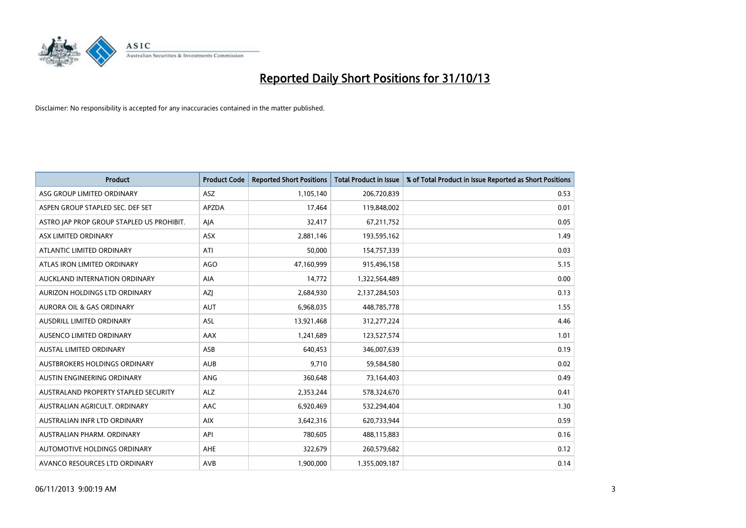# Reported Daily Short Positions for 31/10/13

Disclaimer: No responsibility is accepted for any inaccuracies contained in the matter published.

| Product | Product Code | Reported Short Positions | Total Product in Issue | % of Total Product in Issue Reported as Short Positions |
|---|---|---|---|---|
| ASG GROUP LIMITED ORDINARY | ASZ | 1,105,140 | 206,720,839 | 0.53 |
| ASPEN GROUP STAPLED SEC. DEF SET | APZDA | 17,464 | 119,848,002 | 0.01 |
| ASTRO JAP PROP GROUP STAPLED US PROHIBIT. | AJA | 32,417 | 67,211,752 | 0.05 |
| ASX LIMITED ORDINARY | ASX | 2,881,146 | 193,595,162 | 1.49 |
| ATLANTIC LIMITED ORDINARY | ATI | 50,000 | 154,757,339 | 0.03 |
| ATLAS IRON LIMITED ORDINARY | AGO | 47,160,999 | 915,496,158 | 5.15 |
| AUCKLAND INTERNATION ORDINARY | AIA | 14,772 | 1,322,564,489 | 0.00 |
| AURIZON HOLDINGS LTD ORDINARY | AZJ | 2,684,930 | 2,137,284,503 | 0.13 |
| AURORA OIL & GAS ORDINARY | AUT | 6,968,035 | 448,785,778 | 1.55 |
| AUSDRILL LIMITED ORDINARY | ASL | 13,921,468 | 312,277,224 | 4.46 |
| AUSENCO LIMITED ORDINARY | AAX | 1,241,689 | 123,527,574 | 1.01 |
| AUSTAL LIMITED ORDINARY | ASB | 640,453 | 346,007,639 | 0.19 |
| AUSTBROKERS HOLDINGS ORDINARY | AUB | 9,710 | 59,584,580 | 0.02 |
| AUSTIN ENGINEERING ORDINARY | ANG | 360,648 | 73,164,403 | 0.49 |
| AUSTRALAND PROPERTY STAPLED SECURITY | ALZ | 2,353,244 | 578,324,670 | 0.41 |
| AUSTRALIAN AGRICULT. ORDINARY | AAC | 6,920,469 | 532,294,404 | 1.30 |
| AUSTRALIAN INFR LTD ORDINARY | AIX | 3,642,316 | 620,733,944 | 0.59 |
| AUSTRALIAN PHARM. ORDINARY | API | 780,605 | 488,115,883 | 0.16 |
| AUTOMOTIVE HOLDINGS ORDINARY | AHE | 322,679 | 260,579,682 | 0.12 |
| AVANCO RESOURCES LTD ORDINARY | AVB | 1,900,000 | 1,355,009,187 | 0.14 |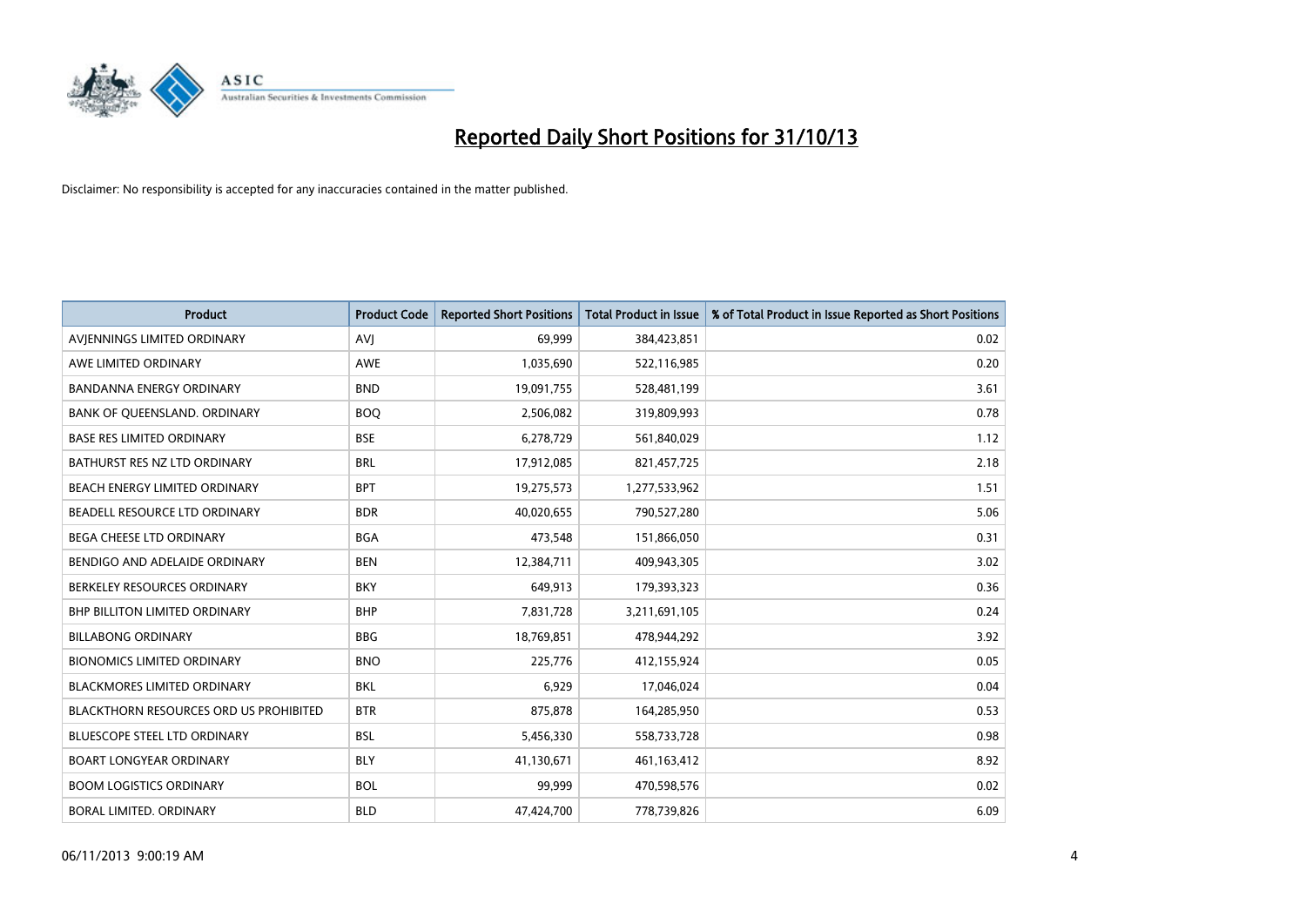# Reported Daily Short Positions for 31/10/13

Disclaimer: No responsibility is accepted for any inaccuracies contained in the matter published.

| Product | Product Code | Reported Short Positions | Total Product in Issue | % of Total Product in Issue Reported as Short Positions |
|---|---|---|---|---|
| AVJENNINGS LIMITED ORDINARY | AVJ | 69,999 | 384,423,851 | 0.02 |
| AWE LIMITED ORDINARY | AWE | 1,035,690 | 522,116,985 | 0.20 |
| BANDANNA ENERGY ORDINARY | BND | 19,091,755 | 528,481,199 | 3.61 |
| BANK OF QUEENSLAND. ORDINARY | BOQ | 2,506,082 | 319,809,993 | 0.78 |
| BASE RES LIMITED ORDINARY | BSE | 6,278,729 | 561,840,029 | 1.12 |
| BATHURST RES NZ LTD ORDINARY | BRL | 17,912,085 | 821,457,725 | 2.18 |
| BEACH ENERGY LIMITED ORDINARY | BPT | 19,275,573 | 1,277,533,962 | 1.51 |
| BEADELL RESOURCE LTD ORDINARY | BDR | 40,020,655 | 790,527,280 | 5.06 |
| BEGA CHEESE LTD ORDINARY | BGA | 473,548 | 151,866,050 | 0.31 |
| BENDIGO AND ADELAIDE ORDINARY | BEN | 12,384,711 | 409,943,305 | 3.02 |
| BERKELEY RESOURCES ORDINARY | BKY | 649,913 | 179,393,323 | 0.36 |
| BHP BILLITON LIMITED ORDINARY | BHP | 7,831,728 | 3,211,691,105 | 0.24 |
| BILLABONG ORDINARY | BBG | 18,769,851 | 478,944,292 | 3.92 |
| BIONOMICS LIMITED ORDINARY | BNO | 225,776 | 412,155,924 | 0.05 |
| BLACKMORES LIMITED ORDINARY | BKL | 6,929 | 17,046,024 | 0.04 |
| BLACKTHORN RESOURCES ORD US PROHIBITED | BTR | 875,878 | 164,285,950 | 0.53 |
| BLUESCOPE STEEL LTD ORDINARY | BSL | 5,456,330 | 558,733,728 | 0.98 |
| BOART LONGYEAR ORDINARY | BLY | 41,130,671 | 461,163,412 | 8.92 |
| BOOM LOGISTICS ORDINARY | BOL | 99,999 | 470,598,576 | 0.02 |
| BORAL LIMITED. ORDINARY | BLD | 47,424,700 | 778,739,826 | 6.09 |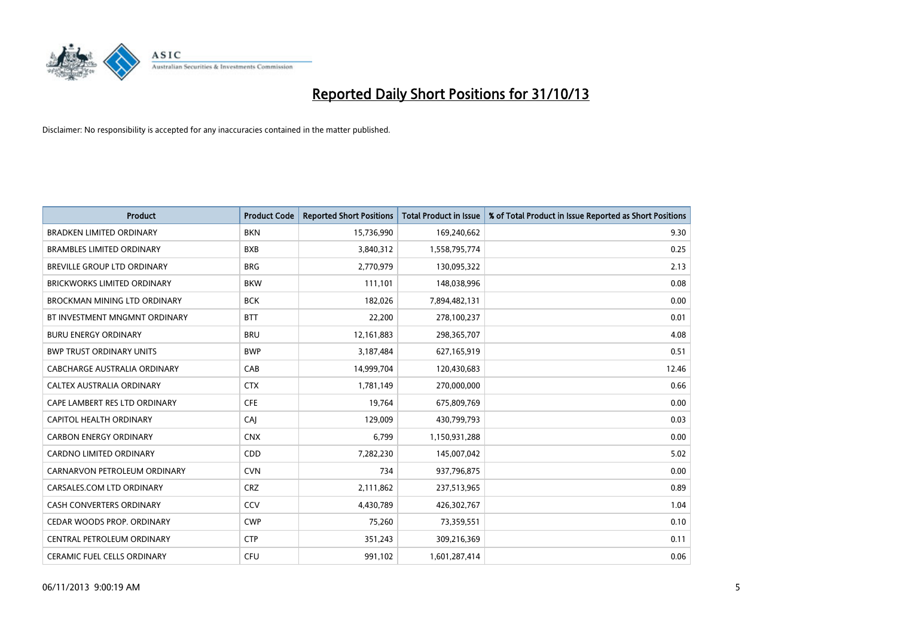# Reported Daily Short Positions for 31/10/13

Disclaimer: No responsibility is accepted for any inaccuracies contained in the matter published.

| Product | Product Code | Reported Short Positions | Total Product in Issue | % of Total Product in Issue Reported as Short Positions |
|---|---|---|---|---|
| BRADKEN LIMITED ORDINARY | BKN | 15,736,990 | 169,240,662 | 9.30 |
| BRAMBLES LIMITED ORDINARY | BXB | 3,840,312 | 1,558,795,774 | 0.25 |
| BREVILLE GROUP LTD ORDINARY | BRG | 2,770,979 | 130,095,322 | 2.13 |
| BRICKWORKS LIMITED ORDINARY | BKW | 111,101 | 148,038,996 | 0.08 |
| BROCKMAN MINING LTD ORDINARY | BCK | 182,026 | 7,894,482,131 | 0.00 |
| BT INVESTMENT MNGMNT ORDINARY | BTT | 22,200 | 278,100,237 | 0.01 |
| BURU ENERGY ORDINARY | BRU | 12,161,883 | 298,365,707 | 4.08 |
| BWP TRUST ORDINARY UNITS | BWP | 3,187,484 | 627,165,919 | 0.51 |
| CABCHARGE AUSTRALIA ORDINARY | CAB | 14,999,704 | 120,430,683 | 12.46 |
| CALTEX AUSTRALIA ORDINARY | CTX | 1,781,149 | 270,000,000 | 0.66 |
| CAPE LAMBERT RES LTD ORDINARY | CFE | 19,764 | 675,809,769 | 0.00 |
| CAPITOL HEALTH ORDINARY | CAJ | 129,009 | 430,799,793 | 0.03 |
| CARBON ENERGY ORDINARY | CNX | 6,799 | 1,150,931,288 | 0.00 |
| CARDNO LIMITED ORDINARY | CDD | 7,282,230 | 145,007,042 | 5.02 |
| CARNARVON PETROLEUM ORDINARY | CVN | 734 | 937,796,875 | 0.00 |
| CARSALES.COM LTD ORDINARY | CRZ | 2,111,862 | 237,513,965 | 0.89 |
| CASH CONVERTERS ORDINARY | CCV | 4,430,789 | 426,302,767 | 1.04 |
| CEDAR WOODS PROP. ORDINARY | CWP | 75,260 | 73,359,551 | 0.10 |
| CENTRAL PETROLEUM ORDINARY | CTP | 351,243 | 309,216,369 | 0.11 |
| CERAMIC FUEL CELLS ORDINARY | CFU | 991,102 | 1,601,287,414 | 0.06 |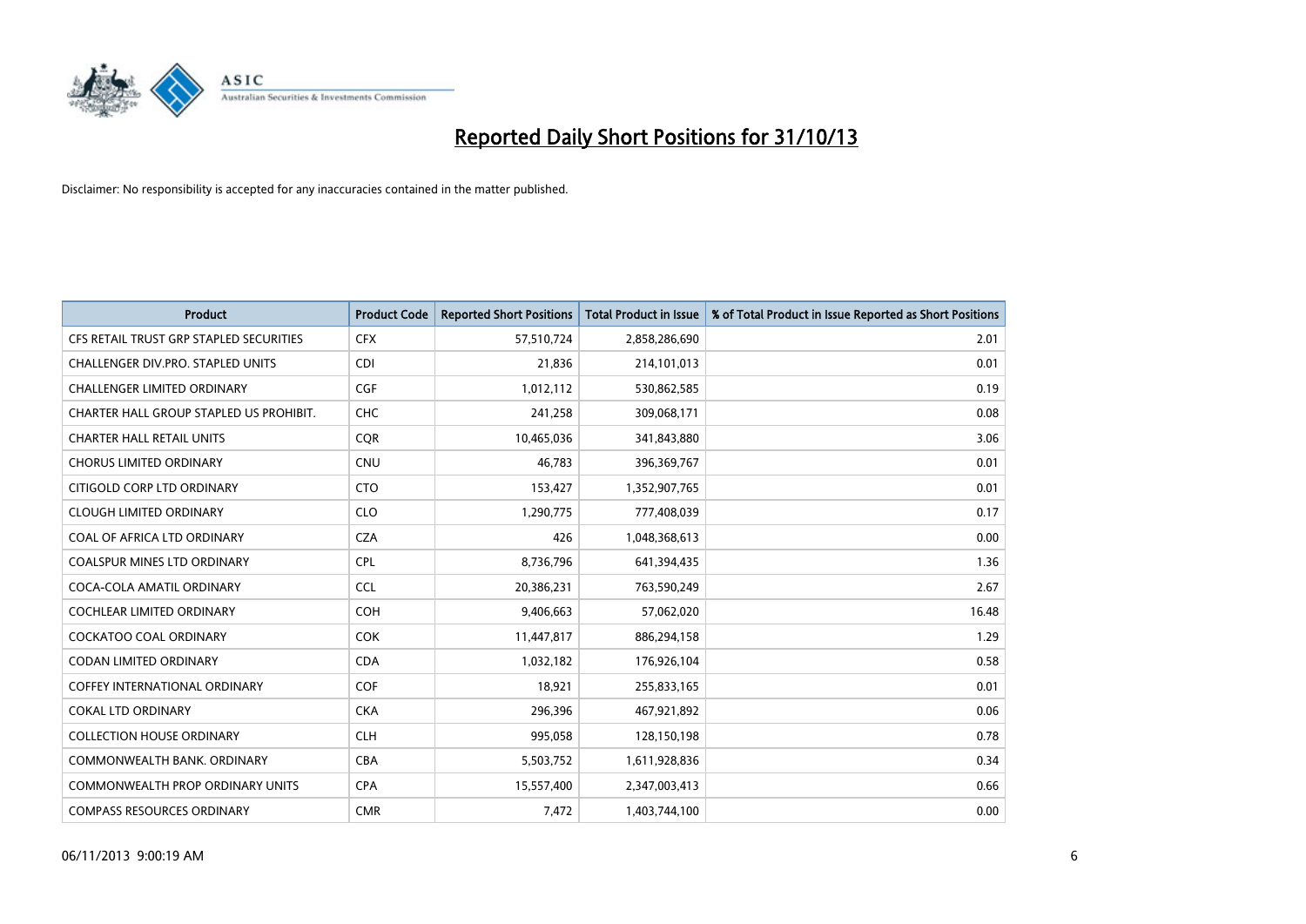# Reported Daily Short Positions for 31/10/13

Disclaimer: No responsibility is accepted for any inaccuracies contained in the matter published.

| Product | Product Code | Reported Short Positions | Total Product in Issue | % of Total Product in Issue Reported as Short Positions |
|---|---|---|---|---|
| CFS RETAIL TRUST GRP STAPLED SECURITIES | CFX | 57,510,724 | 2,858,286,690 | 2.01 |
| CHALLENGER DIV.PRO. STAPLED UNITS | CDI | 21,836 | 214,101,013 | 0.01 |
| CHALLENGER LIMITED ORDINARY | CGF | 1,012,112 | 530,862,585 | 0.19 |
| CHARTER HALL GROUP STAPLED US PROHIBIT. | CHC | 241,258 | 309,068,171 | 0.08 |
| CHARTER HALL RETAIL UNITS | CQR | 10,465,036 | 341,843,880 | 3.06 |
| CHORUS LIMITED ORDINARY | CNU | 46,783 | 396,369,767 | 0.01 |
| CITIGOLD CORP LTD ORDINARY | CTO | 153,427 | 1,352,907,765 | 0.01 |
| CLOUGH LIMITED ORDINARY | CLO | 1,290,775 | 777,408,039 | 0.17 |
| COAL OF AFRICA LTD ORDINARY | CZA | 426 | 1,048,368,613 | 0.00 |
| COALSPUR MINES LTD ORDINARY | CPL | 8,736,796 | 641,394,435 | 1.36 |
| COCA-COLA AMATIL ORDINARY | CCL | 20,386,231 | 763,590,249 | 2.67 |
| COCHLEAR LIMITED ORDINARY | COH | 9,406,663 | 57,062,020 | 16.48 |
| COCKATOO COAL ORDINARY | COK | 11,447,817 | 886,294,158 | 1.29 |
| CODAN LIMITED ORDINARY | CDA | 1,032,182 | 176,926,104 | 0.58 |
| COFFEY INTERNATIONAL ORDINARY | COF | 18,921 | 255,833,165 | 0.01 |
| COKAL LTD ORDINARY | CKA | 296,396 | 467,921,892 | 0.06 |
| COLLECTION HOUSE ORDINARY | CLH | 995,058 | 128,150,198 | 0.78 |
| COMMONWEALTH BANK. ORDINARY | CBA | 5,503,752 | 1,611,928,836 | 0.34 |
| COMMONWEALTH PROP ORDINARY UNITS | CPA | 15,557,400 | 2,347,003,413 | 0.66 |
| COMPASS RESOURCES ORDINARY | CMR | 7,472 | 1,403,744,100 | 0.00 |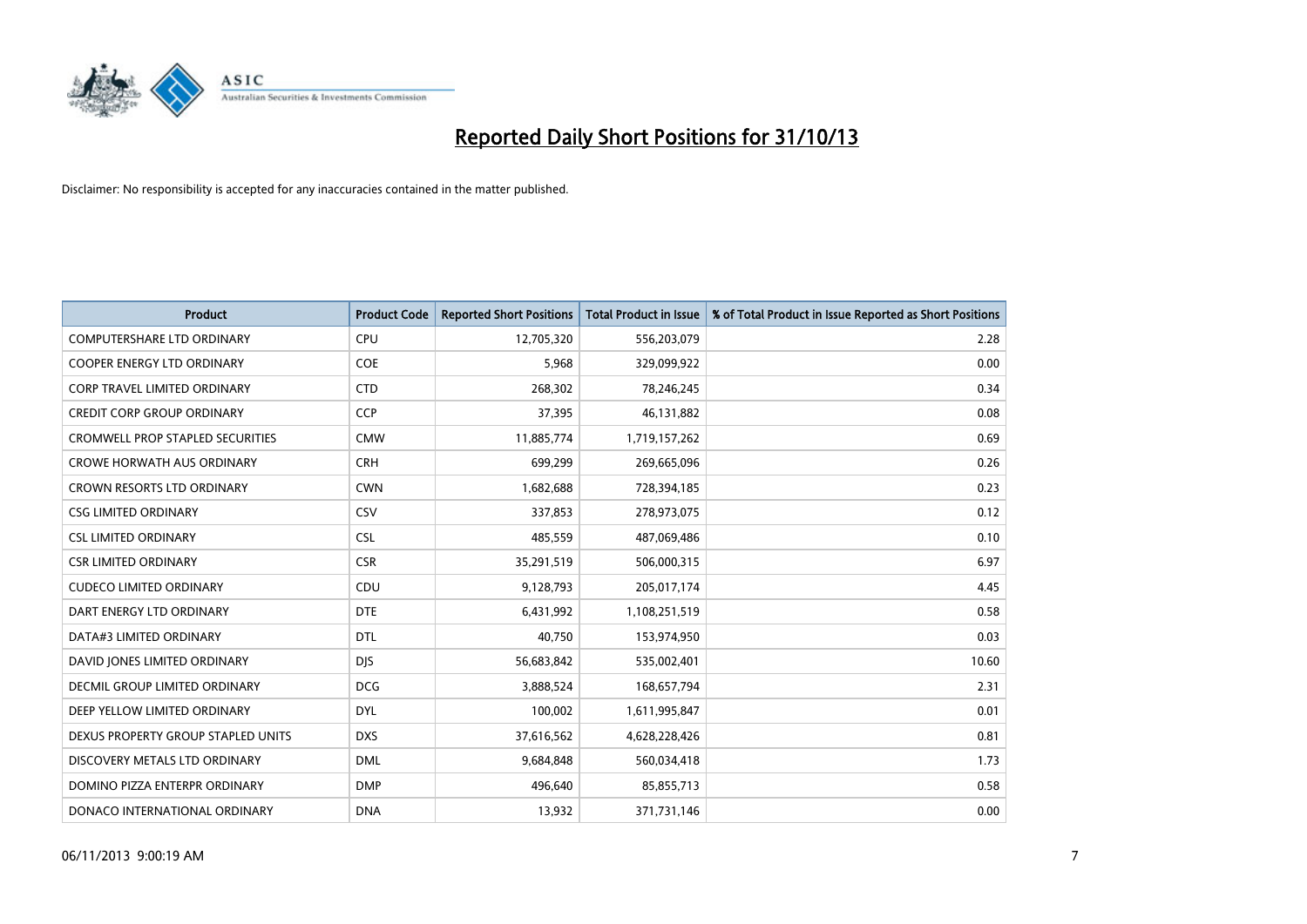# Reported Daily Short Positions for 31/10/13

Disclaimer: No responsibility is accepted for any inaccuracies contained in the matter published.

| Product | Product Code | Reported Short Positions | Total Product in Issue | % of Total Product in Issue Reported as Short Positions |
|---|---|---|---|---|
| COMPUTERSHARE LTD ORDINARY | CPU | 12,705,320 | 556,203,079 | 2.28 |
| COOPER ENERGY LTD ORDINARY | COE | 5,968 | 329,099,922 | 0.00 |
| CORP TRAVEL LIMITED ORDINARY | CTD | 268,302 | 78,246,245 | 0.34 |
| CREDIT CORP GROUP ORDINARY | CCP | 37,395 | 46,131,882 | 0.08 |
| CROMWELL PROP STAPLED SECURITIES | CMW | 11,885,774 | 1,719,157,262 | 0.69 |
| CROWE HORWATH AUS ORDINARY | CRH | 699,299 | 269,665,096 | 0.26 |
| CROWN RESORTS LTD ORDINARY | CWN | 1,682,688 | 728,394,185 | 0.23 |
| CSG LIMITED ORDINARY | CSV | 337,853 | 278,973,075 | 0.12 |
| CSL LIMITED ORDINARY | CSL | 485,559 | 487,069,486 | 0.10 |
| CSR LIMITED ORDINARY | CSR | 35,291,519 | 506,000,315 | 6.97 |
| CUDECO LIMITED ORDINARY | CDU | 9,128,793 | 205,017,174 | 4.45 |
| DART ENERGY LTD ORDINARY | DTE | 6,431,992 | 1,108,251,519 | 0.58 |
| DATA#3 LIMITED ORDINARY | DTL | 40,750 | 153,974,950 | 0.03 |
| DAVID JONES LIMITED ORDINARY | DJS | 56,683,842 | 535,002,401 | 10.60 |
| DECMIL GROUP LIMITED ORDINARY | DCG | 3,888,524 | 168,657,794 | 2.31 |
| DEEP YELLOW LIMITED ORDINARY | DYL | 100,002 | 1,611,995,847 | 0.01 |
| DEXUS PROPERTY GROUP STAPLED UNITS | DXS | 37,616,562 | 4,628,228,426 | 0.81 |
| DISCOVERY METALS LTD ORDINARY | DML | 9,684,848 | 560,034,418 | 1.73 |
| DOMINO PIZZA ENTERPR ORDINARY | DMP | 496,640 | 85,855,713 | 0.58 |
| DONACO INTERNATIONAL ORDINARY | DNA | 13,932 | 371,731,146 | 0.00 |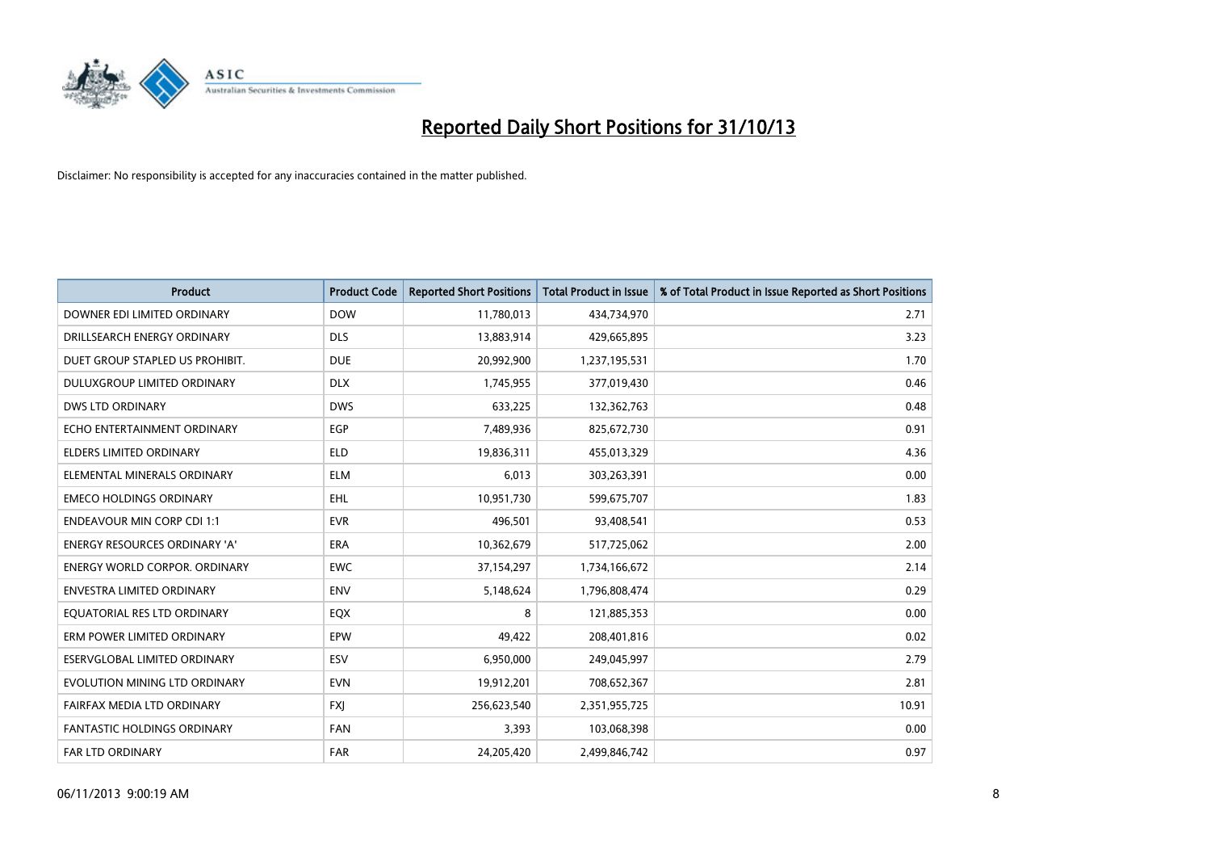# Reported Daily Short Positions for 31/10/13

Disclaimer: No responsibility is accepted for any inaccuracies contained in the matter published.

| Product | Product Code | Reported Short Positions | Total Product in Issue | % of Total Product in Issue Reported as Short Positions |
|---|---|---|---|---|
| DOWNER EDI LIMITED ORDINARY | DOW | 11,780,013 | 434,734,970 | 2.71 |
| DRILLSEARCH ENERGY ORDINARY | DLS | 13,883,914 | 429,665,895 | 3.23 |
| DUET GROUP STAPLED US PROHIBIT. | DUE | 20,992,900 | 1,237,195,531 | 1.70 |
| DULUXGROUP LIMITED ORDINARY | DLX | 1,745,955 | 377,019,430 | 0.46 |
| DWS LTD ORDINARY | DWS | 633,225 | 132,362,763 | 0.48 |
| ECHO ENTERTAINMENT ORDINARY | EGP | 7,489,936 | 825,672,730 | 0.91 |
| ELDERS LIMITED ORDINARY | ELD | 19,836,311 | 455,013,329 | 4.36 |
| ELEMENTAL MINERALS ORDINARY | ELM | 6,013 | 303,263,391 | 0.00 |
| EMECO HOLDINGS ORDINARY | EHL | 10,951,730 | 599,675,707 | 1.83 |
| ENDEAVOUR MIN CORP CDI 1:1 | EVR | 496,501 | 93,408,541 | 0.53 |
| ENERGY RESOURCES ORDINARY 'A' | ERA | 10,362,679 | 517,725,062 | 2.00 |
| ENERGY WORLD CORPOR. ORDINARY | EWC | 37,154,297 | 1,734,166,672 | 2.14 |
| ENVESTRA LIMITED ORDINARY | ENV | 5,148,624 | 1,796,808,474 | 0.29 |
| EQUATORIAL RES LTD ORDINARY | EQX | 8 | 121,885,353 | 0.00 |
| ERM POWER LIMITED ORDINARY | EPW | 49,422 | 208,401,816 | 0.02 |
| ESERVGLOBAL LIMITED ORDINARY | ESV | 6,950,000 | 249,045,997 | 2.79 |
| EVOLUTION MINING LTD ORDINARY | EVN | 19,912,201 | 708,652,367 | 2.81 |
| FAIRFAX MEDIA LTD ORDINARY | FXJ | 256,623,540 | 2,351,955,725 | 10.91 |
| FANTASTIC HOLDINGS ORDINARY | FAN | 3,393 | 103,068,398 | 0.00 |
| FAR LTD ORDINARY | FAR | 24,205,420 | 2,499,846,742 | 0.97 |

06/11/2013 9:00:19 AM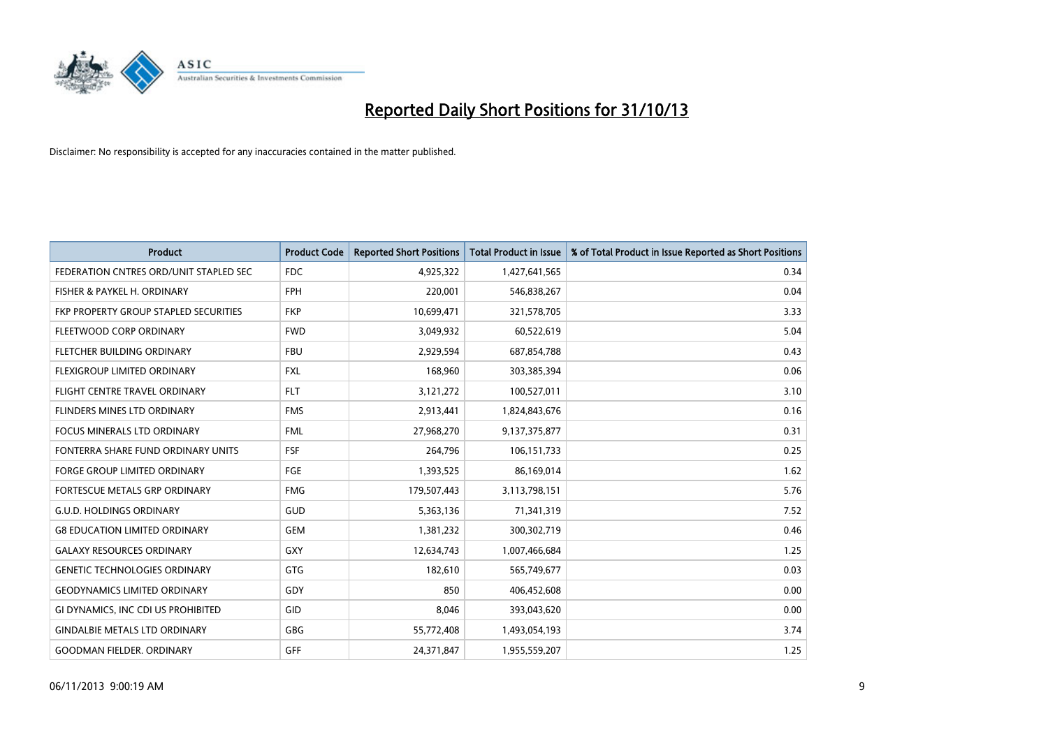# Reported Daily Short Positions for 31/10/13

Disclaimer: No responsibility is accepted for any inaccuracies contained in the matter published.

| Product | Product Code | Reported Short Positions | Total Product in Issue | % of Total Product in Issue Reported as Short Positions |
|---|---|---|---|---|
| FEDERATION CNTRES ORD/UNIT STAPLED SEC | FDC | 4,925,322 | 1,427,641,565 | 0.34 |
| FISHER & PAYKEL H. ORDINARY | FPH | 220,001 | 546,838,267 | 0.04 |
| FKP PROPERTY GROUP STAPLED SECURITIES | FKP | 10,699,471 | 321,578,705 | 3.33 |
| FLEETWOOD CORP ORDINARY | FWD | 3,049,932 | 60,522,619 | 5.04 |
| FLETCHER BUILDING ORDINARY | FBU | 2,929,594 | 687,854,788 | 0.43 |
| FLEXIGROUP LIMITED ORDINARY | FXL | 168,960 | 303,385,394 | 0.06 |
| FLIGHT CENTRE TRAVEL ORDINARY | FLT | 3,121,272 | 100,527,011 | 3.10 |
| FLINDERS MINES LTD ORDINARY | FMS | 2,913,441 | 1,824,843,676 | 0.16 |
| FOCUS MINERALS LTD ORDINARY | FML | 27,968,270 | 9,137,375,877 | 0.31 |
| FONTERRA SHARE FUND ORDINARY UNITS | FSF | 264,796 | 106,151,733 | 0.25 |
| FORGE GROUP LIMITED ORDINARY | FGE | 1,393,525 | 86,169,014 | 1.62 |
| FORTESCUE METALS GRP ORDINARY | FMG | 179,507,443 | 3,113,798,151 | 5.76 |
| G.U.D. HOLDINGS ORDINARY | GUD | 5,363,136 | 71,341,319 | 7.52 |
| G8 EDUCATION LIMITED ORDINARY | GEM | 1,381,232 | 300,302,719 | 0.46 |
| GALAXY RESOURCES ORDINARY | GXY | 12,634,743 | 1,007,466,684 | 1.25 |
| GENETIC TECHNOLOGIES ORDINARY | GTG | 182,610 | 565,749,677 | 0.03 |
| GEODYNAMICS LIMITED ORDINARY | GDY | 850 | 406,452,608 | 0.00 |
| GI DYNAMICS, INC CDI US PROHIBITED | GID | 8,046 | 393,043,620 | 0.00 |
| GINDALBIE METALS LTD ORDINARY | GBG | 55,772,408 | 1,493,054,193 | 3.74 |
| GOODMAN FIELDER. ORDINARY | GFF | 24,371,847 | 1,955,559,207 | 1.25 |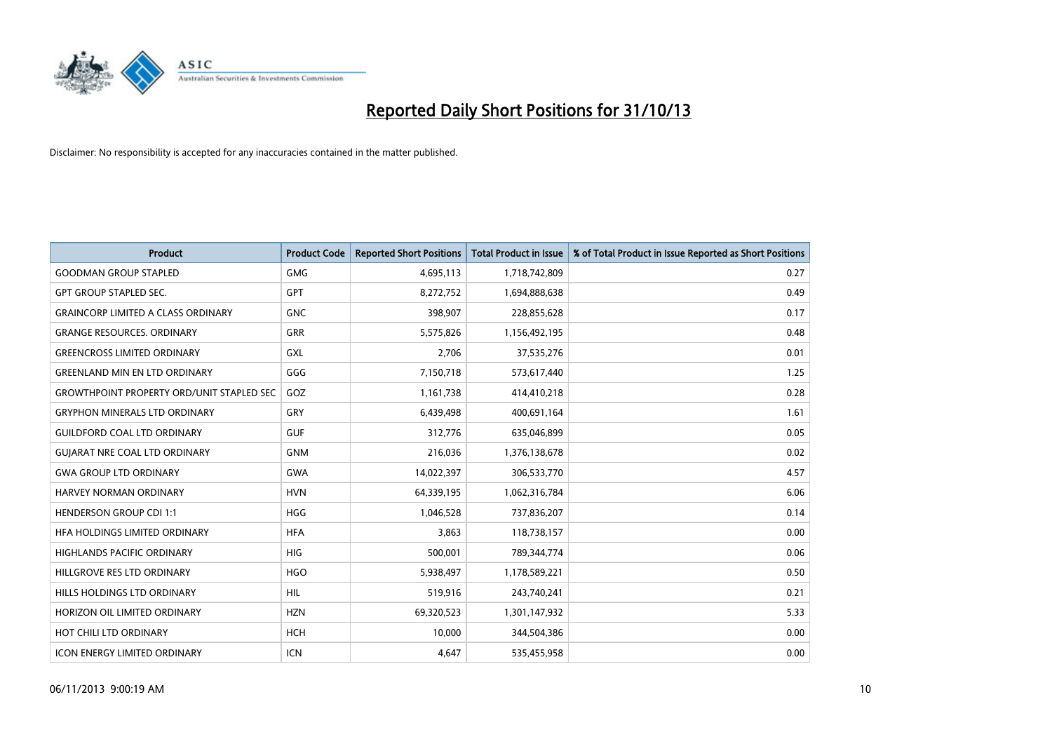# Reported Daily Short Positions for 31/10/13

Disclaimer: No responsibility is accepted for any inaccuracies contained in the matter published.

| Product | Product Code | Reported Short Positions | Total Product in Issue | % of Total Product in Issue Reported as Short Positions |
|---|---|---|---|---|
| GOODMAN GROUP STAPLED | GMG | 4,695,113 | 1,718,742,809 | 0.27 |
| GPT GROUP STAPLED SEC. | GPT | 8,272,752 | 1,694,888,638 | 0.49 |
| GRAINCORP LIMITED A CLASS ORDINARY | GNC | 398,907 | 228,855,628 | 0.17 |
| GRANGE RESOURCES. ORDINARY | GRR | 5,575,826 | 1,156,492,195 | 0.48 |
| GREENCROSS LIMITED ORDINARY | GXL | 2,706 | 37,535,276 | 0.01 |
| GREENLAND MIN EN LTD ORDINARY | GGG | 7,150,718 | 573,617,440 | 1.25 |
| GROWTHPOINT PROPERTY ORD/UNIT STAPLED SEC | GOZ | 1,161,738 | 414,410,218 | 0.28 |
| GRYPHON MINERALS LTD ORDINARY | GRY | 6,439,498 | 400,691,164 | 1.61 |
| GUILDFORD COAL LTD ORDINARY | GUF | 312,776 | 635,046,899 | 0.05 |
| GUJARAT NRE COAL LTD ORDINARY | GNM | 216,036 | 1,376,138,678 | 0.02 |
| GWA GROUP LTD ORDINARY | GWA | 14,022,397 | 306,533,770 | 4.57 |
| HARVEY NORMAN ORDINARY | HVN | 64,339,195 | 1,062,316,784 | 6.06 |
| HENDERSON GROUP CDI 1:1 | HGG | 1,046,528 | 737,836,207 | 0.14 |
| HFA HOLDINGS LIMITED ORDINARY | HFA | 3,863 | 118,738,157 | 0.00 |
| HIGHLANDS PACIFIC ORDINARY | HIG | 500,001 | 789,344,774 | 0.06 |
| HILLGROVE RES LTD ORDINARY | HGO | 5,938,497 | 1,178,589,221 | 0.50 |
| HILLS HOLDINGS LTD ORDINARY | HIL | 519,916 | 243,740,241 | 0.21 |
| HORIZON OIL LIMITED ORDINARY | HZN | 69,320,523 | 1,301,147,932 | 5.33 |
| HOT CHILI LTD ORDINARY | HCH | 10,000 | 344,504,386 | 0.00 |
| ICON ENERGY LIMITED ORDINARY | ICN | 4,647 | 535,455,958 | 0.00 |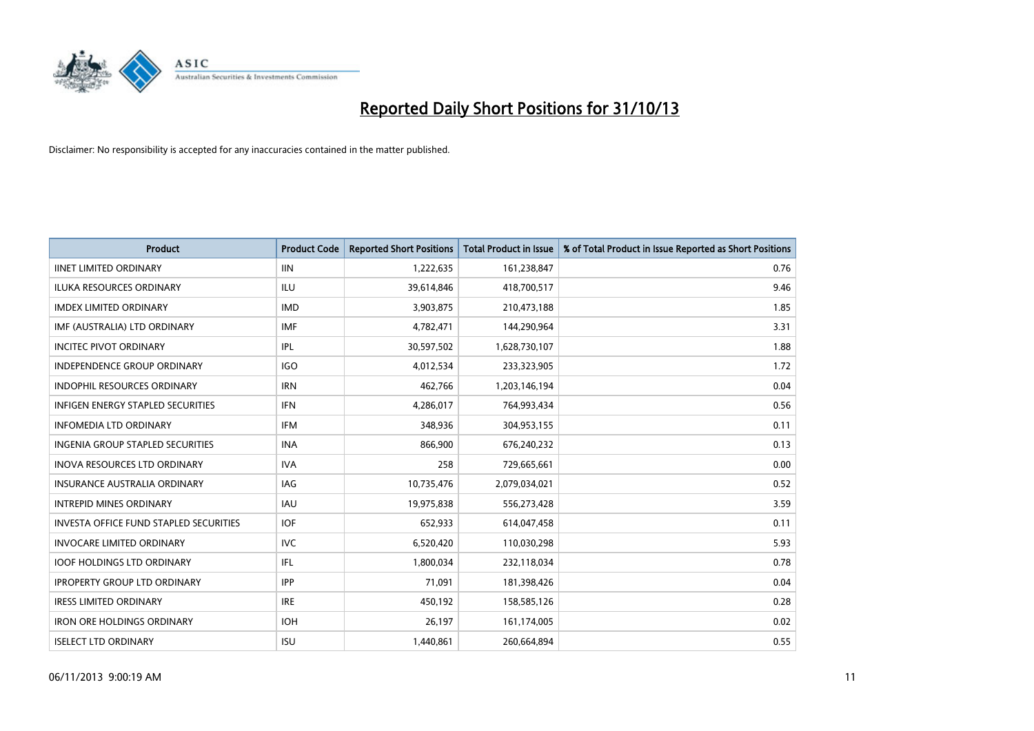# Reported Daily Short Positions for 31/10/13

Disclaimer: No responsibility is accepted for any inaccuracies contained in the matter published.

| Product | Product Code | Reported Short Positions | Total Product in Issue | % of Total Product in Issue Reported as Short Positions |
|---|---|---|---|---|
| IINET LIMITED ORDINARY | IIN | 1,222,635 | 161,238,847 | 0.76 |
| ILUKA RESOURCES ORDINARY | ILU | 39,614,846 | 418,700,517 | 9.46 |
| IMDEX LIMITED ORDINARY | IMD | 3,903,875 | 210,473,188 | 1.85 |
| IMF (AUSTRALIA) LTD ORDINARY | IMF | 4,782,471 | 144,290,964 | 3.31 |
| INCITEC PIVOT ORDINARY | IPL | 30,597,502 | 1,628,730,107 | 1.88 |
| INDEPENDENCE GROUP ORDINARY | IGO | 4,012,534 | 233,323,905 | 1.72 |
| INDOPHIL RESOURCES ORDINARY | IRN | 462,766 | 1,203,146,194 | 0.04 |
| INFIGEN ENERGY STAPLED SECURITIES | IFN | 4,286,017 | 764,993,434 | 0.56 |
| INFOMEDIA LTD ORDINARY | IFM | 348,936 | 304,953,155 | 0.11 |
| INGENIA GROUP STAPLED SECURITIES | INA | 866,900 | 676,240,232 | 0.13 |
| INOVA RESOURCES LTD ORDINARY | IVA | 258 | 729,665,661 | 0.00 |
| INSURANCE AUSTRALIA ORDINARY | IAG | 10,735,476 | 2,079,034,021 | 0.52 |
| INTREPID MINES ORDINARY | IAU | 19,975,838 | 556,273,428 | 3.59 |
| INVESTA OFFICE FUND STAPLED SECURITIES | IOF | 652,933 | 614,047,458 | 0.11 |
| INVOCARE LIMITED ORDINARY | IVC | 6,520,420 | 110,030,298 | 5.93 |
| IOOF HOLDINGS LTD ORDINARY | IFL | 1,800,034 | 232,118,034 | 0.78 |
| IPROPERTY GROUP LTD ORDINARY | IPP | 71,091 | 181,398,426 | 0.04 |
| IRESS LIMITED ORDINARY | IRE | 450,192 | 158,585,126 | 0.28 |
| IRON ORE HOLDINGS ORDINARY | IOH | 26,197 | 161,174,005 | 0.02 |
| ISELECT LTD ORDINARY | ISU | 1,440,861 | 260,664,894 | 0.55 |

06/11/2013 9:00:19 AM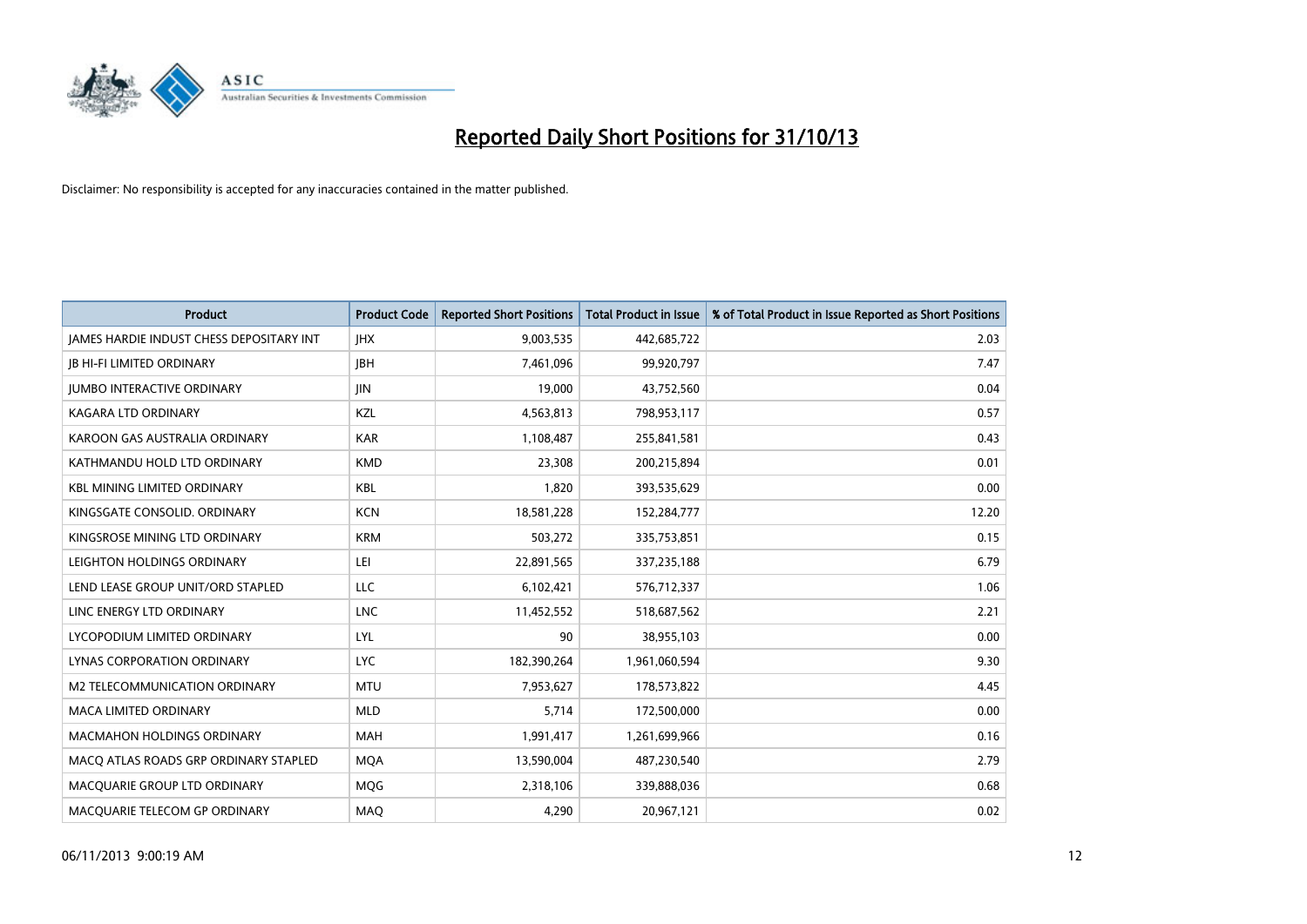# Reported Daily Short Positions for 31/10/13

Disclaimer: No responsibility is accepted for any inaccuracies contained in the matter published.

| Product | Product Code | Reported Short Positions | Total Product in Issue | % of Total Product in Issue Reported as Short Positions |
| --- | --- | --- | --- | --- |
| JAMES HARDIE INDUST CHESS DEPOSITARY INT | JHX | 9,003,535 | 442,685,722 | 2.03 |
| JB HI-FI LIMITED ORDINARY | JBH | 7,461,096 | 99,920,797 | 7.47 |
| JUMBO INTERACTIVE ORDINARY | JIN | 19,000 | 43,752,560 | 0.04 |
| KAGARA LTD ORDINARY | KZL | 4,563,813 | 798,953,117 | 0.57 |
| KAROON GAS AUSTRALIA ORDINARY | KAR | 1,108,487 | 255,841,581 | 0.43 |
| KATHMANDU HOLD LTD ORDINARY | KMD | 23,308 | 200,215,894 | 0.01 |
| KBL MINING LIMITED ORDINARY | KBL | 1,820 | 393,535,629 | 0.00 |
| KINGSGATE CONSOLID. ORDINARY | KCN | 18,581,228 | 152,284,777 | 12.20 |
| KINGSROSE MINING LTD ORDINARY | KRM | 503,272 | 335,753,851 | 0.15 |
| LEIGHTON HOLDINGS ORDINARY | LEI | 22,891,565 | 337,235,188 | 6.79 |
| LEND LEASE GROUP UNIT/ORD STAPLED | LLC | 6,102,421 | 576,712,337 | 1.06 |
| LINC ENERGY LTD ORDINARY | LNC | 11,452,552 | 518,687,562 | 2.21 |
| LYCOPODIUM LIMITED ORDINARY | LYL | 90 | 38,955,103 | 0.00 |
| LYNAS CORPORATION ORDINARY | LYC | 182,390,264 | 1,961,060,594 | 9.30 |
| M2 TELECOMMUNICATION ORDINARY | MTU | 7,953,627 | 178,573,822 | 4.45 |
| MACA LIMITED ORDINARY | MLD | 5,714 | 172,500,000 | 0.00 |
| MACMAHON HOLDINGS ORDINARY | MAH | 1,991,417 | 1,261,699,966 | 0.16 |
| MACQ ATLAS ROADS GRP ORDINARY STAPLED | MQA | 13,590,004 | 487,230,540 | 2.79 |
| MACQUARIE GROUP LTD ORDINARY | MQG | 2,318,106 | 339,888,036 | 0.68 |
| MACQUARIE TELECOM GP ORDINARY | MAQ | 4,290 | 20,967,121 | 0.02 |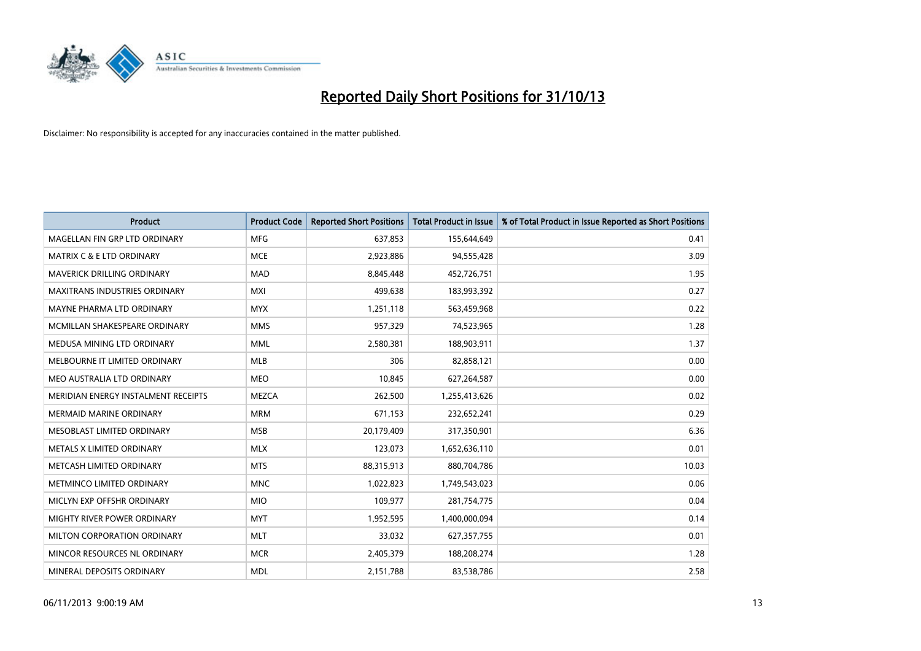# Reported Daily Short Positions for 31/10/13

Disclaimer: No responsibility is accepted for any inaccuracies contained in the matter published.

| Product | Product Code | Reported Short Positions | Total Product in Issue | % of Total Product in Issue Reported as Short Positions |
|---|---|---|---|---|
| MAGELLAN FIN GRP LTD ORDINARY | MFG | 637,853 | 155,644,649 | 0.41 |
| MATRIX C & E LTD ORDINARY | MCE | 2,923,886 | 94,555,428 | 3.09 |
| MAVERICK DRILLING ORDINARY | MAD | 8,845,448 | 452,726,751 | 1.95 |
| MAXITRANS INDUSTRIES ORDINARY | MXI | 499,638 | 183,993,392 | 0.27 |
| MAYNE PHARMA LTD ORDINARY | MYX | 1,251,118 | 563,459,968 | 0.22 |
| MCMILLAN SHAKESPEARE ORDINARY | MMS | 957,329 | 74,523,965 | 1.28 |
| MEDUSA MINING LTD ORDINARY | MML | 2,580,381 | 188,903,911 | 1.37 |
| MELBOURNE IT LIMITED ORDINARY | MLB | 306 | 82,858,121 | 0.00 |
| MEO AUSTRALIA LTD ORDINARY | MEO | 10,845 | 627,264,587 | 0.00 |
| MERIDIAN ENERGY INSTALMENT RECEIPTS | MEZCA | 262,500 | 1,255,413,626 | 0.02 |
| MERMAID MARINE ORDINARY | MRM | 671,153 | 232,652,241 | 0.29 |
| MESOBLAST LIMITED ORDINARY | MSB | 20,179,409 | 317,350,901 | 6.36 |
| METALS X LIMITED ORDINARY | MLX | 123,073 | 1,652,636,110 | 0.01 |
| METCASH LIMITED ORDINARY | MTS | 88,315,913 | 880,704,786 | 10.03 |
| METMINCO LIMITED ORDINARY | MNC | 1,022,823 | 1,749,543,023 | 0.06 |
| MICLYN EXP OFFSHR ORDINARY | MIO | 109,977 | 281,754,775 | 0.04 |
| MIGHTY RIVER POWER ORDINARY | MYT | 1,952,595 | 1,400,000,094 | 0.14 |
| MILTON CORPORATION ORDINARY | MLT | 33,032 | 627,357,755 | 0.01 |
| MINCOR RESOURCES NL ORDINARY | MCR | 2,405,379 | 188,208,274 | 1.28 |
| MINERAL DEPOSITS ORDINARY | MDL | 2,151,788 | 83,538,786 | 2.58 |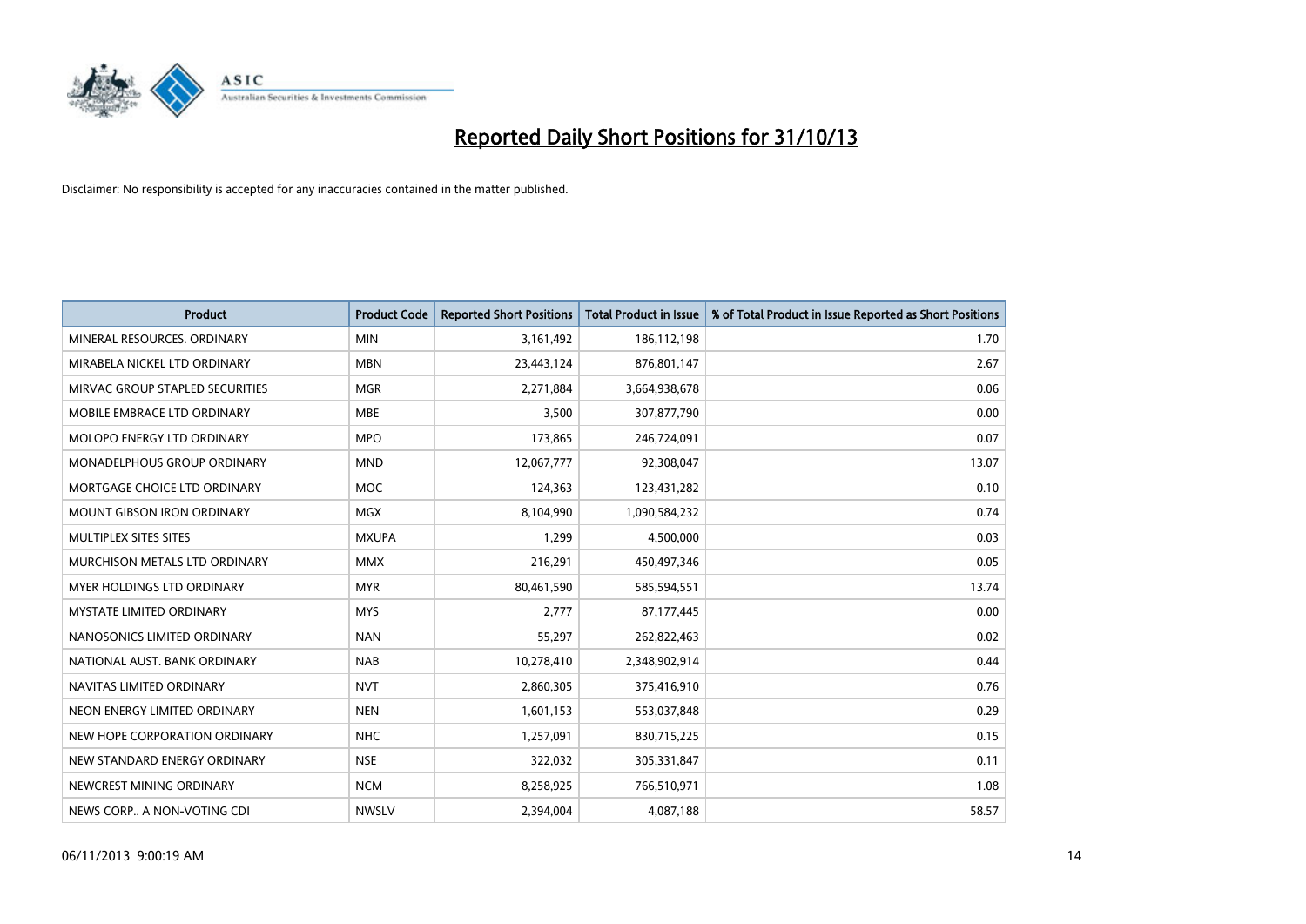# Reported Daily Short Positions for 31/10/13

Disclaimer: No responsibility is accepted for any inaccuracies contained in the matter published.

| Product | Product Code | Reported Short Positions | Total Product in Issue | % of Total Product in Issue Reported as Short Positions |
|---|---|---|---|---|
| MINERAL RESOURCES. ORDINARY | MIN | 3,161,492 | 186,112,198 | 1.70 |
| MIRABELA NICKEL LTD ORDINARY | MBN | 23,443,124 | 876,801,147 | 2.67 |
| MIRVAC GROUP STAPLED SECURITIES | MGR | 2,271,884 | 3,664,938,678 | 0.06 |
| MOBILE EMBRACE LTD ORDINARY | MBE | 3,500 | 307,877,790 | 0.00 |
| MOLOPO ENERGY LTD ORDINARY | MPO | 173,865 | 246,724,091 | 0.07 |
| MONADELPHOUS GROUP ORDINARY | MND | 12,067,777 | 92,308,047 | 13.07 |
| MORTGAGE CHOICE LTD ORDINARY | MOC | 124,363 | 123,431,282 | 0.10 |
| MOUNT GIBSON IRON ORDINARY | MGX | 8,104,990 | 1,090,584,232 | 0.74 |
| MULTIPLEX SITES SITES | MXUPA | 1,299 | 4,500,000 | 0.03 |
| MURCHISON METALS LTD ORDINARY | MMX | 216,291 | 450,497,346 | 0.05 |
| MYER HOLDINGS LTD ORDINARY | MYR | 80,461,590 | 585,594,551 | 13.74 |
| MYSTATE LIMITED ORDINARY | MYS | 2,777 | 87,177,445 | 0.00 |
| NANOSONICS LIMITED ORDINARY | NAN | 55,297 | 262,822,463 | 0.02 |
| NATIONAL AUST. BANK ORDINARY | NAB | 10,278,410 | 2,348,902,914 | 0.44 |
| NAVITAS LIMITED ORDINARY | NVT | 2,860,305 | 375,416,910 | 0.76 |
| NEON ENERGY LIMITED ORDINARY | NEN | 1,601,153 | 553,037,848 | 0.29 |
| NEW HOPE CORPORATION ORDINARY | NHC | 1,257,091 | 830,715,225 | 0.15 |
| NEW STANDARD ENERGY ORDINARY | NSE | 322,032 | 305,331,847 | 0.11 |
| NEWCREST MINING ORDINARY | NCM | 8,258,925 | 766,510,971 | 1.08 |
| NEWS CORP.. A NON-VOTING CDI | NWSLV | 2,394,004 | 4,087,188 | 58.57 |

06/11/2013 9:00:19 AM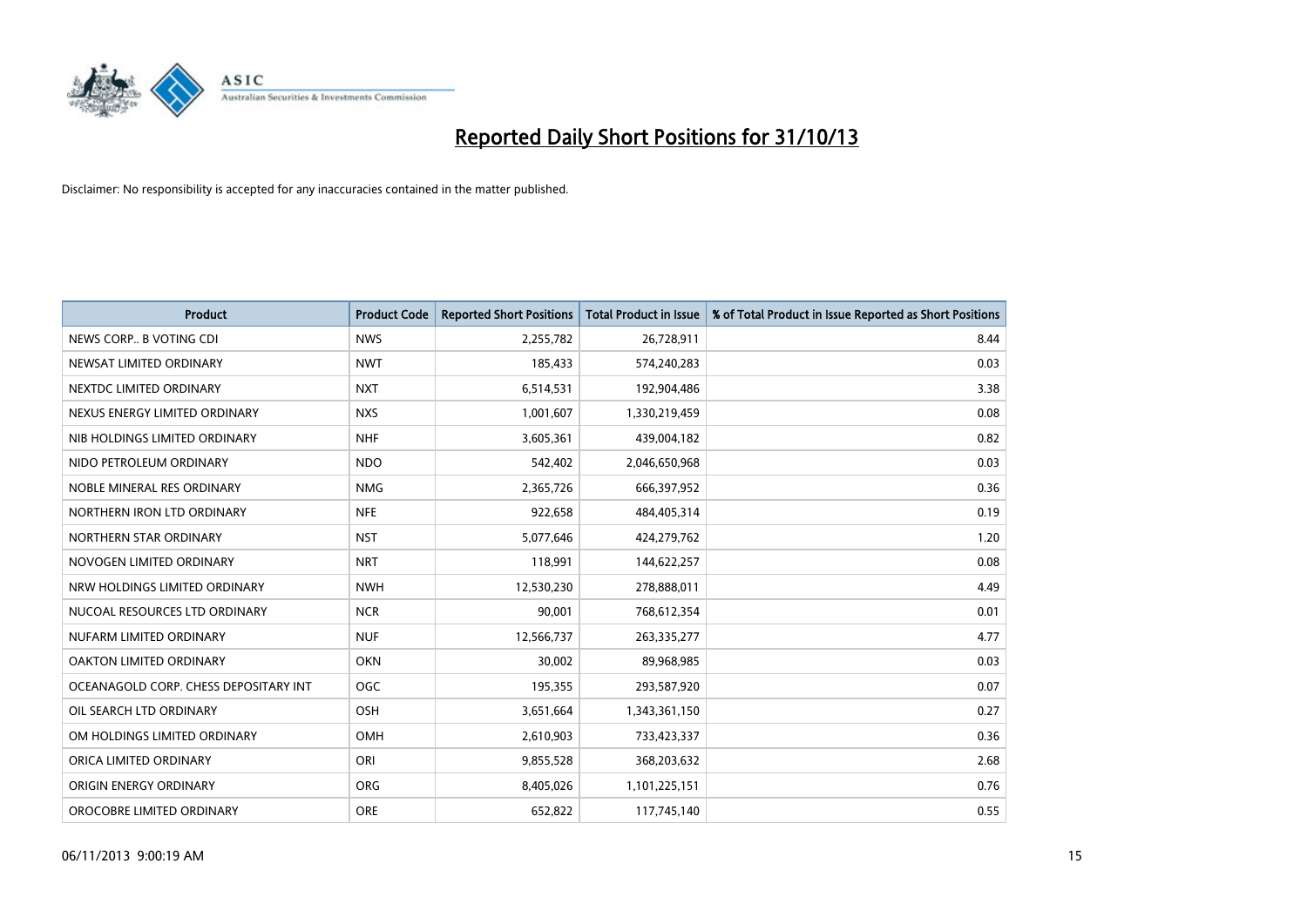# Reported Daily Short Positions for 31/10/13

Disclaimer: No responsibility is accepted for any inaccuracies contained in the matter published.

| Product | Product Code | Reported Short Positions | Total Product in Issue | % of Total Product in Issue Reported as Short Positions |
|---|---|---|---|---|
| NEWS CORP.. B VOTING CDI | NWS | 2,255,782 | 26,728,911 | 8.44 |
| NEWSAT LIMITED ORDINARY | NWT | 185,433 | 574,240,283 | 0.03 |
| NEXTDC LIMITED ORDINARY | NXT | 6,514,531 | 192,904,486 | 3.38 |
| NEXUS ENERGY LIMITED ORDINARY | NXS | 1,001,607 | 1,330,219,459 | 0.08 |
| NIB HOLDINGS LIMITED ORDINARY | NHF | 3,605,361 | 439,004,182 | 0.82 |
| NIDO PETROLEUM ORDINARY | NDO | 542,402 | 2,046,650,968 | 0.03 |
| NOBLE MINERAL RES ORDINARY | NMG | 2,365,726 | 666,397,952 | 0.36 |
| NORTHERN IRON LTD ORDINARY | NFE | 922,658 | 484,405,314 | 0.19 |
| NORTHERN STAR ORDINARY | NST | 5,077,646 | 424,279,762 | 1.20 |
| NOVOGEN LIMITED ORDINARY | NRT | 118,991 | 144,622,257 | 0.08 |
| NRW HOLDINGS LIMITED ORDINARY | NWH | 12,530,230 | 278,888,011 | 4.49 |
| NUCOAL RESOURCES LTD ORDINARY | NCR | 90,001 | 768,612,354 | 0.01 |
| NUFARM LIMITED ORDINARY | NUF | 12,566,737 | 263,335,277 | 4.77 |
| OAKTON LIMITED ORDINARY | OKN | 30,002 | 89,968,985 | 0.03 |
| OCEANAGOLD CORP. CHESS DEPOSITARY INT | OGC | 195,355 | 293,587,920 | 0.07 |
| OIL SEARCH LTD ORDINARY | OSH | 3,651,664 | 1,343,361,150 | 0.27 |
| OM HOLDINGS LIMITED ORDINARY | OMH | 2,610,903 | 733,423,337 | 0.36 |
| ORICA LIMITED ORDINARY | ORI | 9,855,528 | 368,203,632 | 2.68 |
| ORIGIN ENERGY ORDINARY | ORG | 8,405,026 | 1,101,225,151 | 0.76 |
| OROCOBRE LIMITED ORDINARY | ORE | 652,822 | 117,745,140 | 0.55 |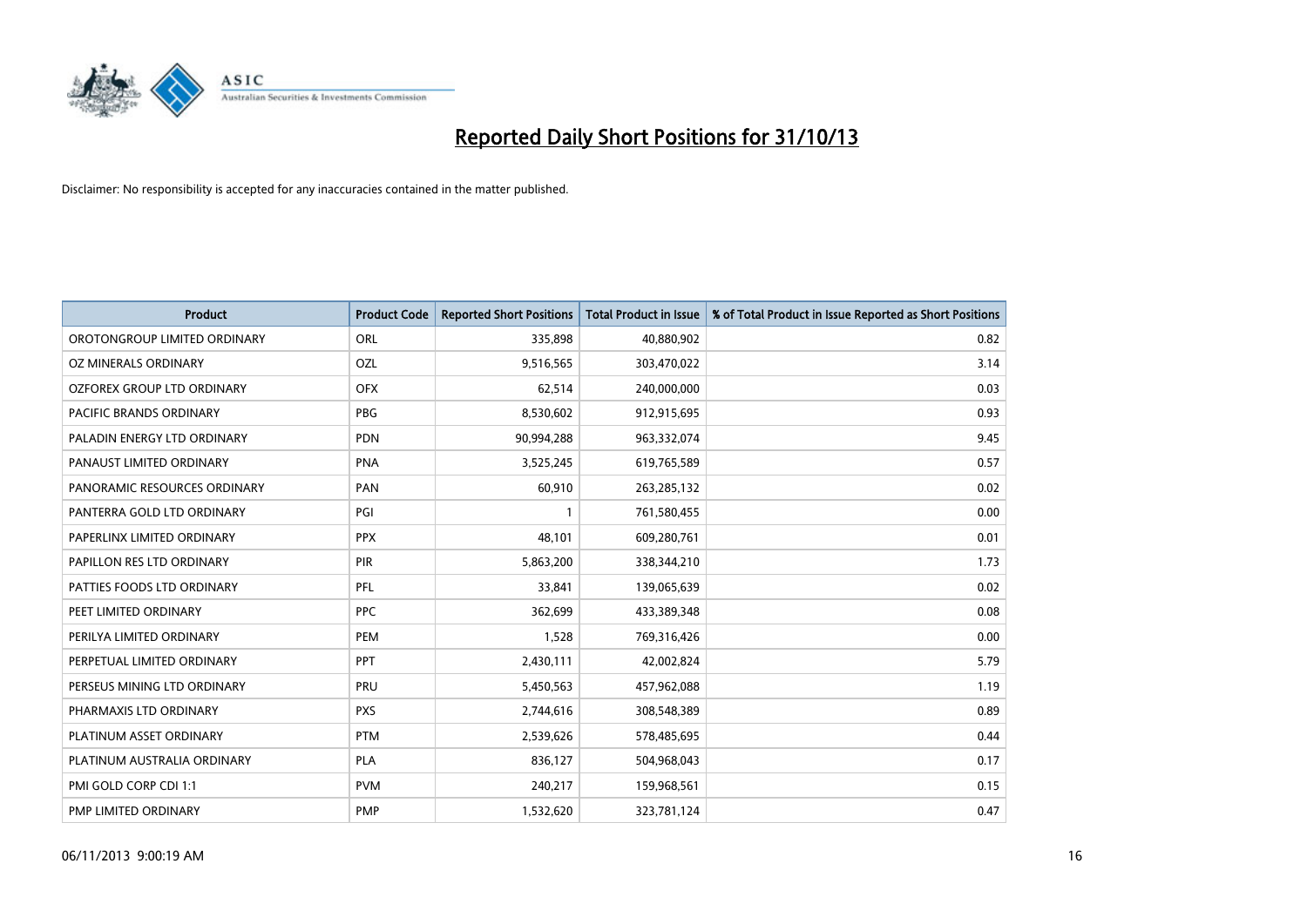# Reported Daily Short Positions for 31/10/13

Disclaimer: No responsibility is accepted for any inaccuracies contained in the matter published.

| Product | Product Code | Reported Short Positions | Total Product in Issue | % of Total Product in Issue Reported as Short Positions |
|---|---|---|---|---|
| OROTONGROUP LIMITED ORDINARY | ORL | 335,898 | 40,880,902 | 0.82 |
| OZ MINERALS ORDINARY | OZL | 9,516,565 | 303,470,022 | 3.14 |
| OZFOREX GROUP LTD ORDINARY | OFX | 62,514 | 240,000,000 | 0.03 |
| PACIFIC BRANDS ORDINARY | PBG | 8,530,602 | 912,915,695 | 0.93 |
| PALADIN ENERGY LTD ORDINARY | PDN | 90,994,288 | 963,332,074 | 9.45 |
| PANAUST LIMITED ORDINARY | PNA | 3,525,245 | 619,765,589 | 0.57 |
| PANORAMIC RESOURCES ORDINARY | PAN | 60,910 | 263,285,132 | 0.02 |
| PANTERRA GOLD LTD ORDINARY | PGI | 1 | 761,580,455 | 0.00 |
| PAPERLINX LIMITED ORDINARY | PPX | 48,101 | 609,280,761 | 0.01 |
| PAPILLON RES LTD ORDINARY | PIR | 5,863,200 | 338,344,210 | 1.73 |
| PATTIES FOODS LTD ORDINARY | PFL | 33,841 | 139,065,639 | 0.02 |
| PEET LIMITED ORDINARY | PPC | 362,699 | 433,389,348 | 0.08 |
| PERILYA LIMITED ORDINARY | PEM | 1,528 | 769,316,426 | 0.00 |
| PERPETUAL LIMITED ORDINARY | PPT | 2,430,111 | 42,002,824 | 5.79 |
| PERSEUS MINING LTD ORDINARY | PRU | 5,450,563 | 457,962,088 | 1.19 |
| PHARMAXIS LTD ORDINARY | PXS | 2,744,616 | 308,548,389 | 0.89 |
| PLATINUM ASSET ORDINARY | PTM | 2,539,626 | 578,485,695 | 0.44 |
| PLATINUM AUSTRALIA ORDINARY | PLA | 836,127 | 504,968,043 | 0.17 |
| PMI GOLD CORP CDI 1:1 | PVM | 240,217 | 159,968,561 | 0.15 |
| PMP LIMITED ORDINARY | PMP | 1,532,620 | 323,781,124 | 0.47 |

06/11/2013 9:00:19 AM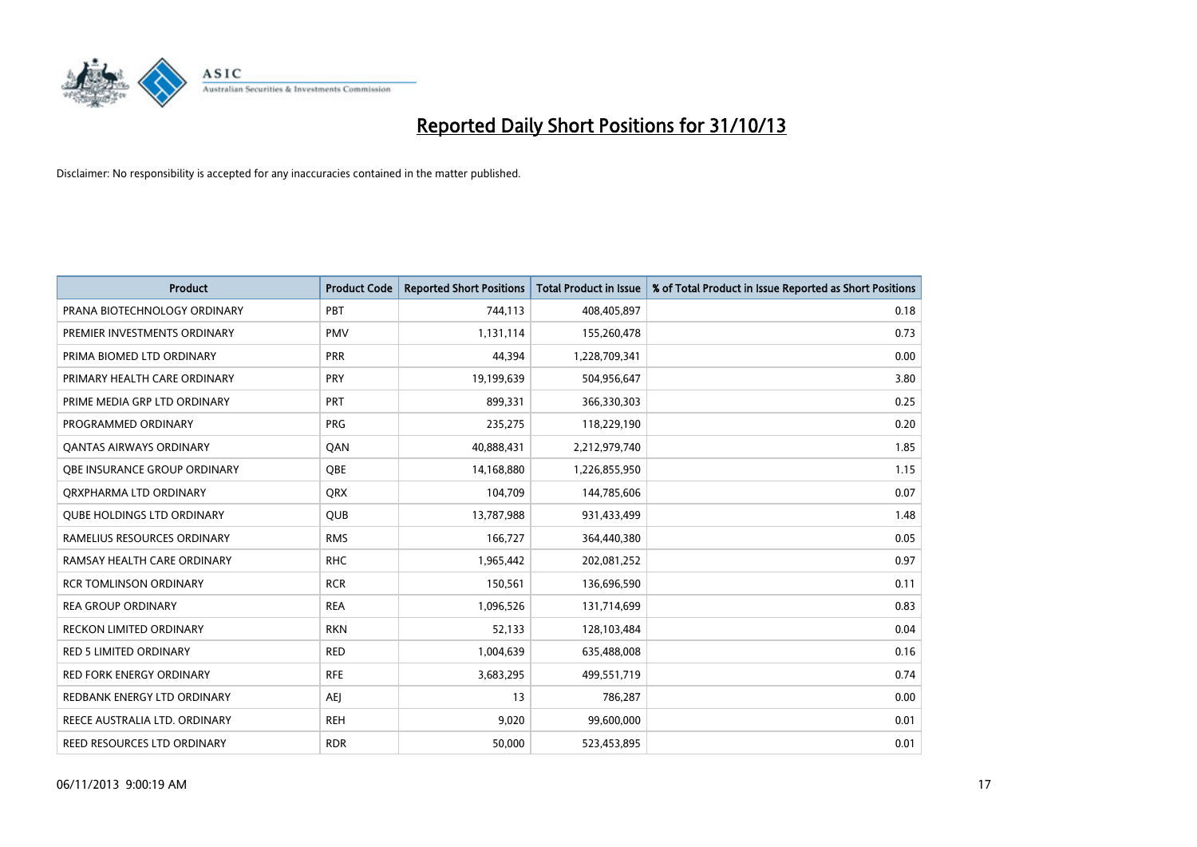# Reported Daily Short Positions for 31/10/13

Disclaimer: No responsibility is accepted for any inaccuracies contained in the matter published.

| Product | Product Code | Reported Short Positions | Total Product in Issue | % of Total Product in Issue Reported as Short Positions |
|---|---|---|---|---|
| PRANA BIOTECHNOLOGY ORDINARY | PBT | 744,113 | 408,405,897 | 0.18 |
| PREMIER INVESTMENTS ORDINARY | PMV | 1,131,114 | 155,260,478 | 0.73 |
| PRIMA BIOMED LTD ORDINARY | PRR | 44,394 | 1,228,709,341 | 0.00 |
| PRIMARY HEALTH CARE ORDINARY | PRY | 19,199,639 | 504,956,647 | 3.80 |
| PRIME MEDIA GRP LTD ORDINARY | PRT | 899,331 | 366,330,303 | 0.25 |
| PROGRAMMED ORDINARY | PRG | 235,275 | 118,229,190 | 0.20 |
| QANTAS AIRWAYS ORDINARY | QAN | 40,888,431 | 2,212,979,740 | 1.85 |
| QBE INSURANCE GROUP ORDINARY | QBE | 14,168,880 | 1,226,855,950 | 1.15 |
| QRXPHARMA LTD ORDINARY | QRX | 104,709 | 144,785,606 | 0.07 |
| QUBE HOLDINGS LTD ORDINARY | QUB | 13,787,988 | 931,433,499 | 1.48 |
| RAMELIUS RESOURCES ORDINARY | RMS | 166,727 | 364,440,380 | 0.05 |
| RAMSAY HEALTH CARE ORDINARY | RHC | 1,965,442 | 202,081,252 | 0.97 |
| RCR TOMLINSON ORDINARY | RCR | 150,561 | 136,696,590 | 0.11 |
| REA GROUP ORDINARY | REA | 1,096,526 | 131,714,699 | 0.83 |
| RECKON LIMITED ORDINARY | RKN | 52,133 | 128,103,484 | 0.04 |
| RED 5 LIMITED ORDINARY | RED | 1,004,639 | 635,488,008 | 0.16 |
| RED FORK ENERGY ORDINARY | RFE | 3,683,295 | 499,551,719 | 0.74 |
| REDBANK ENERGY LTD ORDINARY | AEJ | 13 | 786,287 | 0.00 |
| REECE AUSTRALIA LTD. ORDINARY | REH | 9,020 | 99,600,000 | 0.01 |
| REED RESOURCES LTD ORDINARY | RDR | 50,000 | 523,453,895 | 0.01 |

06/11/2013 9:00:19 AM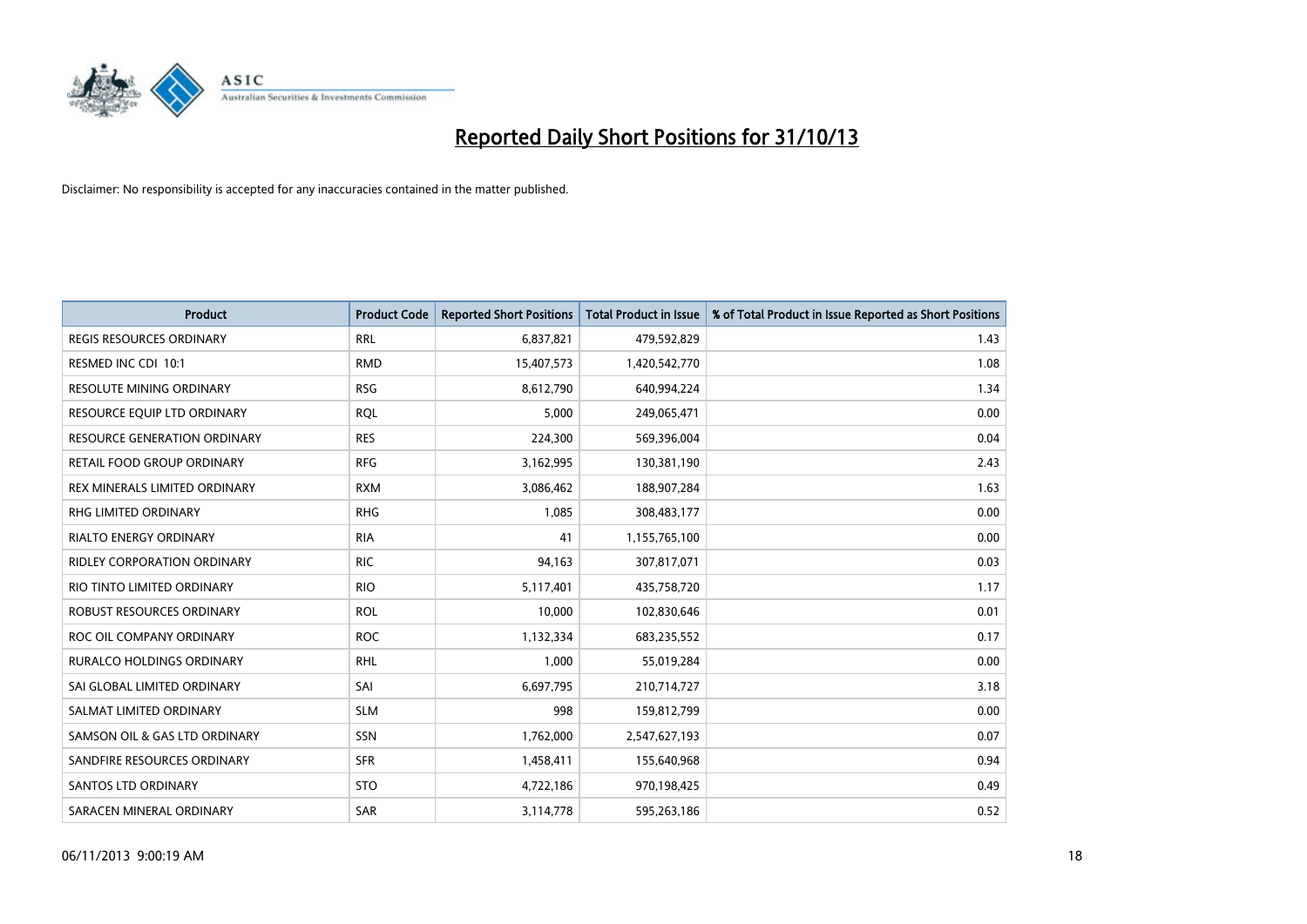# Reported Daily Short Positions for 31/10/13

Disclaimer: No responsibility is accepted for any inaccuracies contained in the matter published.

| Product | Product Code | Reported Short Positions | Total Product in Issue | % of Total Product in Issue Reported as Short Positions |
|---|---|---|---|---|
| REGIS RESOURCES ORDINARY | RRL | 6,837,821 | 479,592,829 | 1.43 |
| RESMED INC CDI 10:1 | RMD | 15,407,573 | 1,420,542,770 | 1.08 |
| RESOLUTE MINING ORDINARY | RSG | 8,612,790 | 640,994,224 | 1.34 |
| RESOURCE EQUIP LTD ORDINARY | RQL | 5,000 | 249,065,471 | 0.00 |
| RESOURCE GENERATION ORDINARY | RES | 224,300 | 569,396,004 | 0.04 |
| RETAIL FOOD GROUP ORDINARY | RFG | 3,162,995 | 130,381,190 | 2.43 |
| REX MINERALS LIMITED ORDINARY | RXM | 3,086,462 | 188,907,284 | 1.63 |
| RHG LIMITED ORDINARY | RHG | 1,085 | 308,483,177 | 0.00 |
| RIALTO ENERGY ORDINARY | RIA | 41 | 1,155,765,100 | 0.00 |
| RIDLEY CORPORATION ORDINARY | RIC | 94,163 | 307,817,071 | 0.03 |
| RIO TINTO LIMITED ORDINARY | RIO | 5,117,401 | 435,758,720 | 1.17 |
| ROBUST RESOURCES ORDINARY | ROL | 10,000 | 102,830,646 | 0.01 |
| ROC OIL COMPANY ORDINARY | ROC | 1,132,334 | 683,235,552 | 0.17 |
| RURALCO HOLDINGS ORDINARY | RHL | 1,000 | 55,019,284 | 0.00 |
| SAI GLOBAL LIMITED ORDINARY | SAI | 6,697,795 | 210,714,727 | 3.18 |
| SALMAT LIMITED ORDINARY | SLM | 998 | 159,812,799 | 0.00 |
| SAMSON OIL & GAS LTD ORDINARY | SSN | 1,762,000 | 2,547,627,193 | 0.07 |
| SANDFIRE RESOURCES ORDINARY | SFR | 1,458,411 | 155,640,968 | 0.94 |
| SANTOS LTD ORDINARY | STO | 4,722,186 | 970,198,425 | 0.49 |
| SARACEN MINERAL ORDINARY | SAR | 3,114,778 | 595,263,186 | 0.52 |

06/11/2013 9:00:19 AM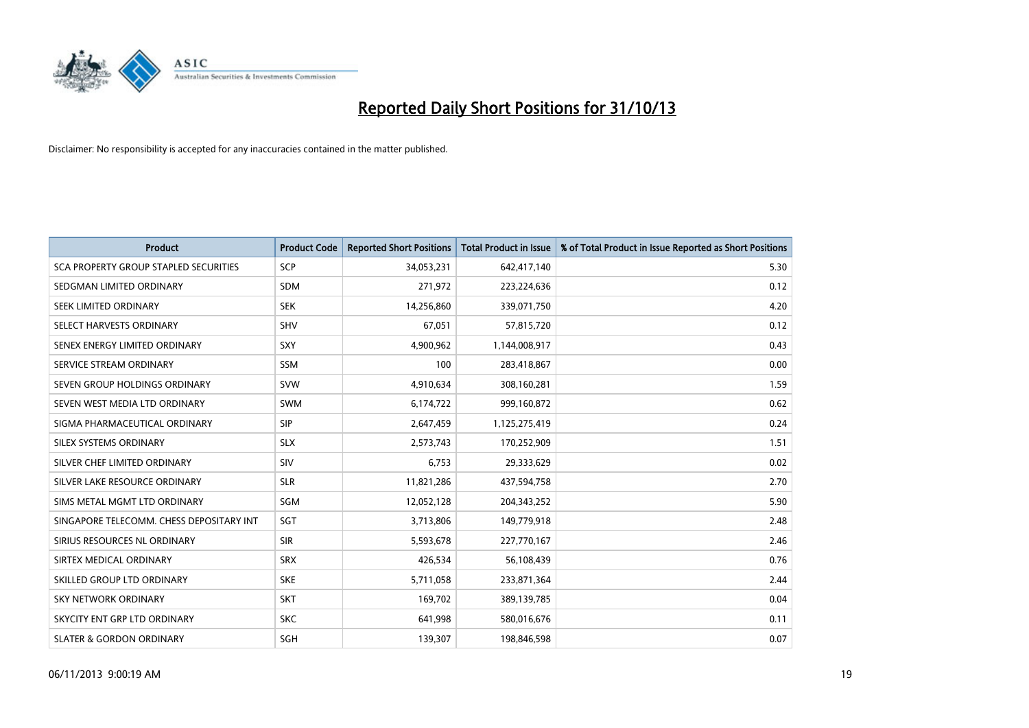# Reported Daily Short Positions for 31/10/13

Disclaimer: No responsibility is accepted for any inaccuracies contained in the matter published.

| Product | Product Code | Reported Short Positions | Total Product in Issue | % of Total Product in Issue Reported as Short Positions |
|---|---|---|---|---|
| SCA PROPERTY GROUP STAPLED SECURITIES | SCP | 34,053,231 | 642,417,140 | 5.30 |
| SEDGMAN LIMITED ORDINARY | SDM | 271,972 | 223,224,636 | 0.12 |
| SEEK LIMITED ORDINARY | SEK | 14,256,860 | 339,071,750 | 4.20 |
| SELECT HARVESTS ORDINARY | SHV | 67,051 | 57,815,720 | 0.12 |
| SENEX ENERGY LIMITED ORDINARY | SXY | 4,900,962 | 1,144,008,917 | 0.43 |
| SERVICE STREAM ORDINARY | SSM | 100 | 283,418,867 | 0.00 |
| SEVEN GROUP HOLDINGS ORDINARY | SVW | 4,910,634 | 308,160,281 | 1.59 |
| SEVEN WEST MEDIA LTD ORDINARY | SWM | 6,174,722 | 999,160,872 | 0.62 |
| SIGMA PHARMACEUTICAL ORDINARY | SIP | 2,647,459 | 1,125,275,419 | 0.24 |
| SILEX SYSTEMS ORDINARY | SLX | 2,573,743 | 170,252,909 | 1.51 |
| SILVER CHEF LIMITED ORDINARY | SIV | 6,753 | 29,333,629 | 0.02 |
| SILVER LAKE RESOURCE ORDINARY | SLR | 11,821,286 | 437,594,758 | 2.70 |
| SIMS METAL MGMT LTD ORDINARY | SGM | 12,052,128 | 204,343,252 | 5.90 |
| SINGAPORE TELECOMM. CHESS DEPOSITARY INT | SGT | 3,713,806 | 149,779,918 | 2.48 |
| SIRIUS RESOURCES NL ORDINARY | SIR | 5,593,678 | 227,770,167 | 2.46 |
| SIRTEX MEDICAL ORDINARY | SRX | 426,534 | 56,108,439 | 0.76 |
| SKILLED GROUP LTD ORDINARY | SKE | 5,711,058 | 233,871,364 | 2.44 |
| SKY NETWORK ORDINARY | SKT | 169,702 | 389,139,785 | 0.04 |
| SKYCITY ENT GRP LTD ORDINARY | SKC | 641,998 | 580,016,676 | 0.11 |
| SLATER & GORDON ORDINARY | SGH | 139,307 | 198,846,598 | 0.07 |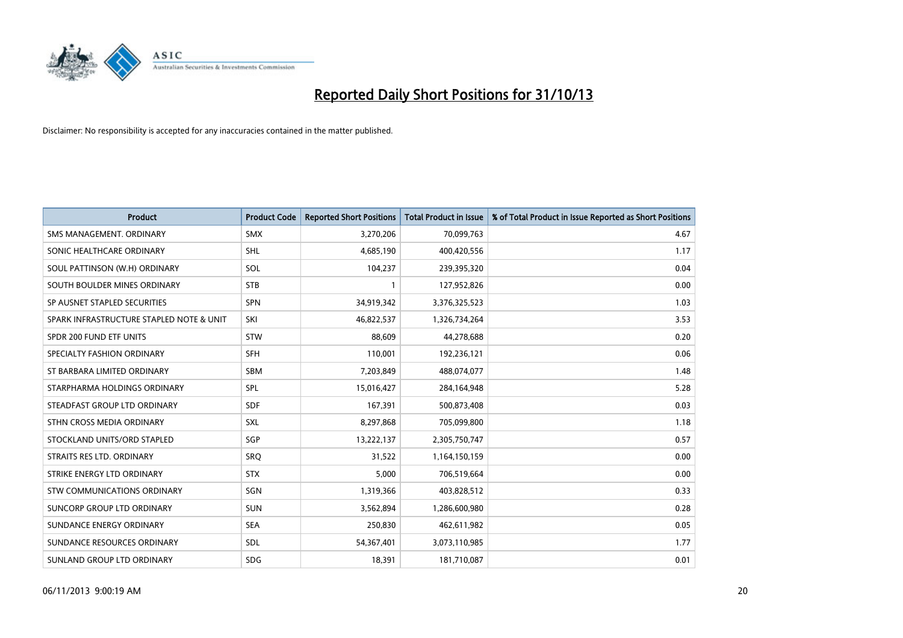# Reported Daily Short Positions for 31/10/13

Disclaimer: No responsibility is accepted for any inaccuracies contained in the matter published.

| Product | Product Code | Reported Short Positions | Total Product in Issue | % of Total Product in Issue Reported as Short Positions |
|---|---|---|---|---|
| SMS MANAGEMENT. ORDINARY | SMX | 3,270,206 | 70,099,763 | 4.67 |
| SONIC HEALTHCARE ORDINARY | SHL | 4,685,190 | 400,420,556 | 1.17 |
| SOUL PATTINSON (W.H) ORDINARY | SOL | 104,237 | 239,395,320 | 0.04 |
| SOUTH BOULDER MINES ORDINARY | STB | 1 | 127,952,826 | 0.00 |
| SP AUSNET STAPLED SECURITIES | SPN | 34,919,342 | 3,376,325,523 | 1.03 |
| SPARK INFRASTRUCTURE STAPLED NOTE & UNIT | SKI | 46,822,537 | 1,326,734,264 | 3.53 |
| SPDR 200 FUND ETF UNITS | STW | 88,609 | 44,278,688 | 0.20 |
| SPECIALTY FASHION ORDINARY | SFH | 110,001 | 192,236,121 | 0.06 |
| ST BARBARA LIMITED ORDINARY | SBM | 7,203,849 | 488,074,077 | 1.48 |
| STARPHARMA HOLDINGS ORDINARY | SPL | 15,016,427 | 284,164,948 | 5.28 |
| STEADFAST GROUP LTD ORDINARY | SDF | 167,391 | 500,873,408 | 0.03 |
| STHN CROSS MEDIA ORDINARY | SXL | 8,297,868 | 705,099,800 | 1.18 |
| STOCKLAND UNITS/ORD STAPLED | SGP | 13,222,137 | 2,305,750,747 | 0.57 |
| STRAITS RES LTD. ORDINARY | SRQ | 31,522 | 1,164,150,159 | 0.00 |
| STRIKE ENERGY LTD ORDINARY | STX | 5,000 | 706,519,664 | 0.00 |
| STW COMMUNICATIONS ORDINARY | SGN | 1,319,366 | 403,828,512 | 0.33 |
| SUNCORP GROUP LTD ORDINARY | SUN | 3,562,894 | 1,286,600,980 | 0.28 |
| SUNDANCE ENERGY ORDINARY | SEA | 250,830 | 462,611,982 | 0.05 |
| SUNDANCE RESOURCES ORDINARY | SDL | 54,367,401 | 3,073,110,985 | 1.77 |
| SUNLAND GROUP LTD ORDINARY | SDG | 18,391 | 181,710,087 | 0.01 |

06/11/2013 9:00:19 AM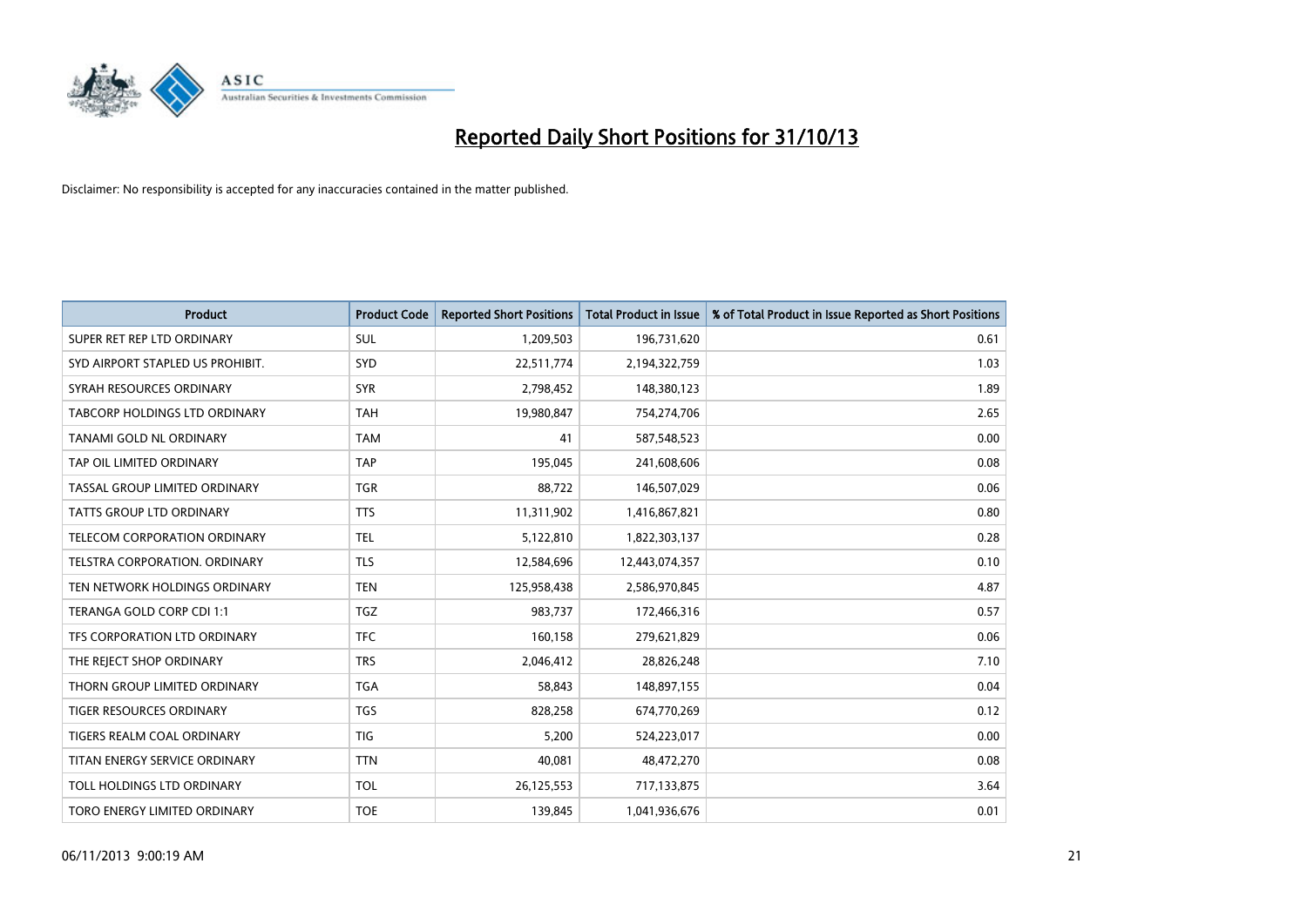# Reported Daily Short Positions for 31/10/13

Disclaimer: No responsibility is accepted for any inaccuracies contained in the matter published.

| Product | Product Code | Reported Short Positions | Total Product in Issue | % of Total Product in Issue Reported as Short Positions |
|---|---|---|---|---|
| SUPER RET REP LTD ORDINARY | SUL | 1,209,503 | 196,731,620 | 0.61 |
| SYD AIRPORT STAPLED US PROHIBIT. | SYD | 22,511,774 | 2,194,322,759 | 1.03 |
| SYRAH RESOURCES ORDINARY | SYR | 2,798,452 | 148,380,123 | 1.89 |
| TABCORP HOLDINGS LTD ORDINARY | TAH | 19,980,847 | 754,274,706 | 2.65 |
| TANAMI GOLD NL ORDINARY | TAM | 41 | 587,548,523 | 0.00 |
| TAP OIL LIMITED ORDINARY | TAP | 195,045 | 241,608,606 | 0.08 |
| TASSAL GROUP LIMITED ORDINARY | TGR | 88,722 | 146,507,029 | 0.06 |
| TATTS GROUP LTD ORDINARY | TTS | 11,311,902 | 1,416,867,821 | 0.80 |
| TELECOM CORPORATION ORDINARY | TEL | 5,122,810 | 1,822,303,137 | 0.28 |
| TELSTRA CORPORATION. ORDINARY | TLS | 12,584,696 | 12,443,074,357 | 0.10 |
| TEN NETWORK HOLDINGS ORDINARY | TEN | 125,958,438 | 2,586,970,845 | 4.87 |
| TERANGA GOLD CORP CDI 1:1 | TGZ | 983,737 | 172,466,316 | 0.57 |
| TFS CORPORATION LTD ORDINARY | TFC | 160,158 | 279,621,829 | 0.06 |
| THE REJECT SHOP ORDINARY | TRS | 2,046,412 | 28,826,248 | 7.10 |
| THORN GROUP LIMITED ORDINARY | TGA | 58,843 | 148,897,155 | 0.04 |
| TIGER RESOURCES ORDINARY | TGS | 828,258 | 674,770,269 | 0.12 |
| TIGERS REALM COAL ORDINARY | TIG | 5,200 | 524,223,017 | 0.00 |
| TITAN ENERGY SERVICE ORDINARY | TTN | 40,081 | 48,472,270 | 0.08 |
| TOLL HOLDINGS LTD ORDINARY | TOL | 26,125,553 | 717,133,875 | 3.64 |
| TORO ENERGY LIMITED ORDINARY | TOE | 139,845 | 1,041,936,676 | 0.01 |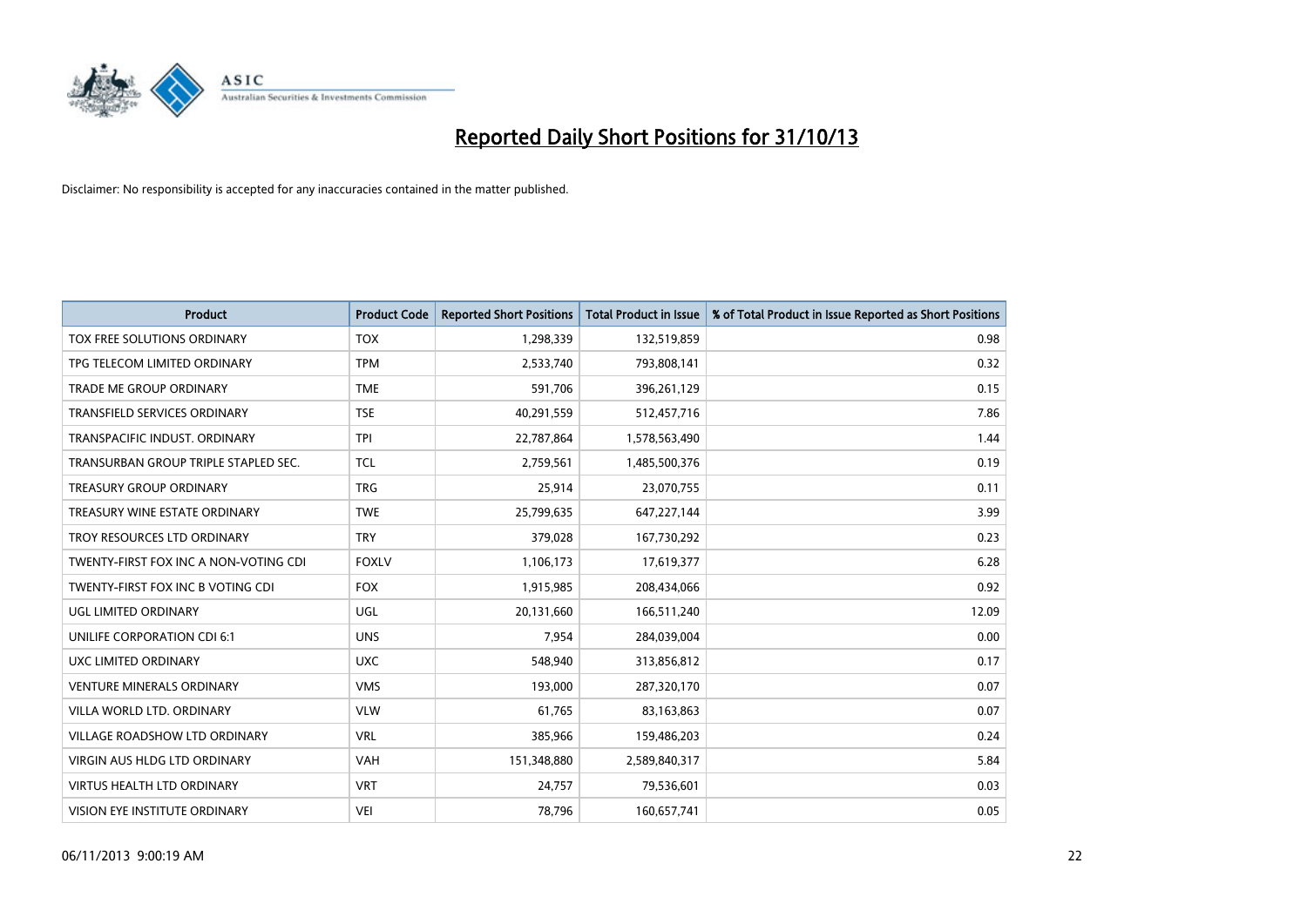# Reported Daily Short Positions for 31/10/13

Disclaimer: No responsibility is accepted for any inaccuracies contained in the matter published.

| Product | Product Code | Reported Short Positions | Total Product in Issue | % of Total Product in Issue Reported as Short Positions |
|---|---|---|---|---|
| TOX FREE SOLUTIONS ORDINARY | TOX | 1,298,339 | 132,519,859 | 0.98 |
| TPG TELECOM LIMITED ORDINARY | TPM | 2,533,740 | 793,808,141 | 0.32 |
| TRADE ME GROUP ORDINARY | TME | 591,706 | 396,261,129 | 0.15 |
| TRANSFIELD SERVICES ORDINARY | TSE | 40,291,559 | 512,457,716 | 7.86 |
| TRANSPACIFIC INDUST. ORDINARY | TPI | 22,787,864 | 1,578,563,490 | 1.44 |
| TRANSURBAN GROUP TRIPLE STAPLED SEC. | TCL | 2,759,561 | 1,485,500,376 | 0.19 |
| TREASURY GROUP ORDINARY | TRG | 25,914 | 23,070,755 | 0.11 |
| TREASURY WINE ESTATE ORDINARY | TWE | 25,799,635 | 647,227,144 | 3.99 |
| TROY RESOURCES LTD ORDINARY | TRY | 379,028 | 167,730,292 | 0.23 |
| TWENTY-FIRST FOX INC A NON-VOTING CDI | FOXLV | 1,106,173 | 17,619,377 | 6.28 |
| TWENTY-FIRST FOX INC B VOTING CDI | FOX | 1,915,985 | 208,434,066 | 0.92 |
| UGL LIMITED ORDINARY | UGL | 20,131,660 | 166,511,240 | 12.09 |
| UNILIFE CORPORATION CDI 6:1 | UNS | 7,954 | 284,039,004 | 0.00 |
| UXC LIMITED ORDINARY | UXC | 548,940 | 313,856,812 | 0.17 |
| VENTURE MINERALS ORDINARY | VMS | 193,000 | 287,320,170 | 0.07 |
| VILLA WORLD LTD. ORDINARY | VLW | 61,765 | 83,163,863 | 0.07 |
| VILLAGE ROADSHOW LTD ORDINARY | VRL | 385,966 | 159,486,203 | 0.24 |
| VIRGIN AUS HLDG LTD ORDINARY | VAH | 151,348,880 | 2,589,840,317 | 5.84 |
| VIRTUS HEALTH LTD ORDINARY | VRT | 24,757 | 79,536,601 | 0.03 |
| VISION EYE INSTITUTE ORDINARY | VEI | 78,796 | 160,657,741 | 0.05 |

06/11/2013 9:00:19 AM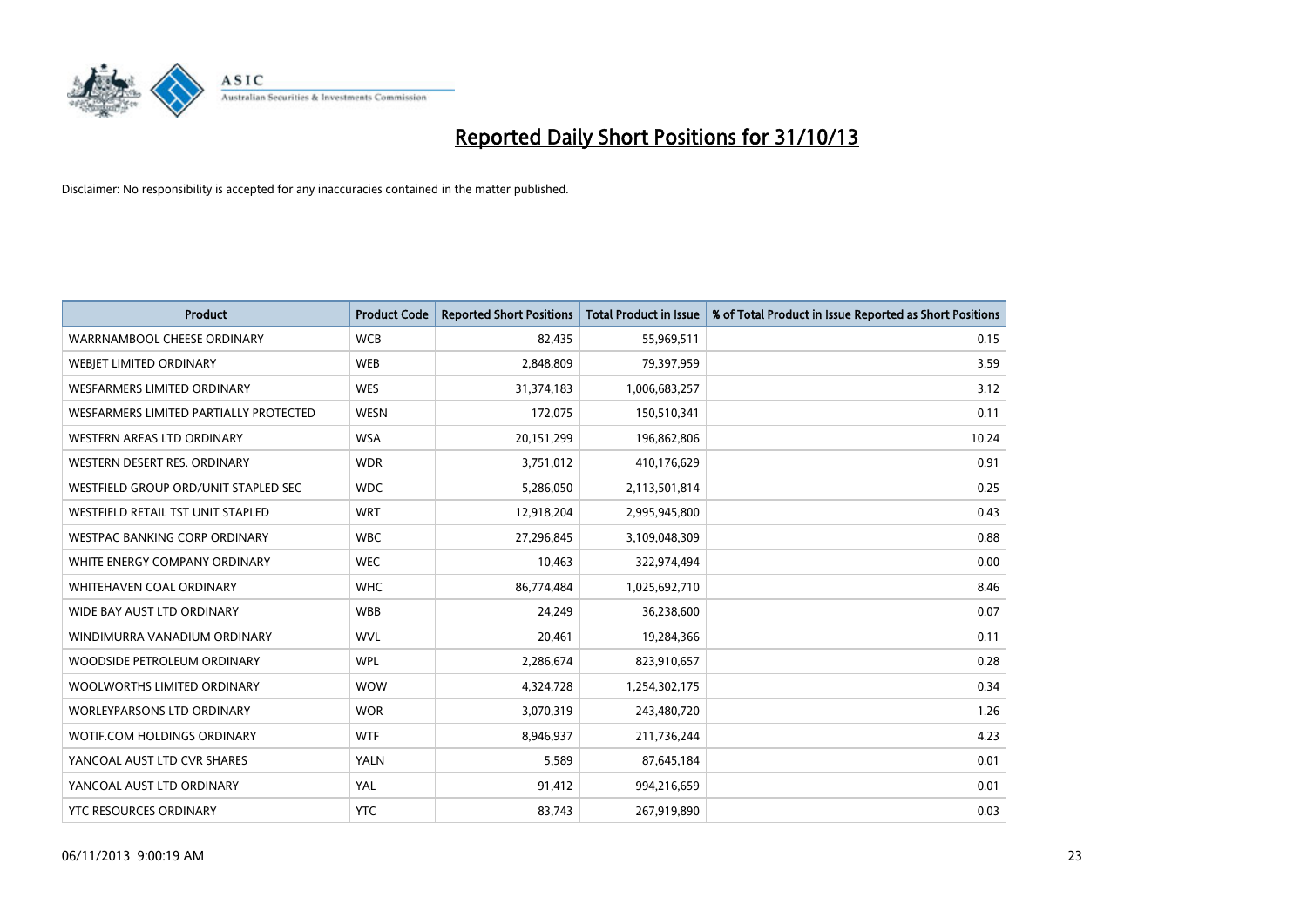# Reported Daily Short Positions for 31/10/13

Disclaimer: No responsibility is accepted for any inaccuracies contained in the matter published.

| Product | Product Code | Reported Short Positions | Total Product in Issue | % of Total Product in Issue Reported as Short Positions |
| --- | --- | --- | --- | --- |
| WARRNAMBOOL CHEESE ORDINARY | WCB | 82,435 | 55,969,511 | 0.15 |
| WEBJET LIMITED ORDINARY | WEB | 2,848,809 | 79,397,959 | 3.59 |
| WESFARMERS LIMITED ORDINARY | WES | 31,374,183 | 1,006,683,257 | 3.12 |
| WESFARMERS LIMITED PARTIALLY PROTECTED | WESN | 172,075 | 150,510,341 | 0.11 |
| WESTERN AREAS LTD ORDINARY | WSA | 20,151,299 | 196,862,806 | 10.24 |
| WESTERN DESERT RES. ORDINARY | WDR | 3,751,012 | 410,176,629 | 0.91 |
| WESTFIELD GROUP ORD/UNIT STAPLED SEC | WDC | 5,286,050 | 2,113,501,814 | 0.25 |
| WESTFIELD RETAIL TST UNIT STAPLED | WRT | 12,918,204 | 2,995,945,800 | 0.43 |
| WESTPAC BANKING CORP ORDINARY | WBC | 27,296,845 | 3,109,048,309 | 0.88 |
| WHITE ENERGY COMPANY ORDINARY | WEC | 10,463 | 322,974,494 | 0.00 |
| WHITEHAVEN COAL ORDINARY | WHC | 86,774,484 | 1,025,692,710 | 8.46 |
| WIDE BAY AUST LTD ORDINARY | WBB | 24,249 | 36,238,600 | 0.07 |
| WINDIMURRA VANADIUM ORDINARY | WVL | 20,461 | 19,284,366 | 0.11 |
| WOODSIDE PETROLEUM ORDINARY | WPL | 2,286,674 | 823,910,657 | 0.28 |
| WOOLWORTHS LIMITED ORDINARY | WOW | 4,324,728 | 1,254,302,175 | 0.34 |
| WORLEYPARSONS LTD ORDINARY | WOR | 3,070,319 | 243,480,720 | 1.26 |
| WOTIF.COM HOLDINGS ORDINARY | WTF | 8,946,937 | 211,736,244 | 4.23 |
| YANCOAL AUST LTD CVR SHARES | YALN | 5,589 | 87,645,184 | 0.01 |
| YANCOAL AUST LTD ORDINARY | YAL | 91,412 | 994,216,659 | 0.01 |
| YTC RESOURCES ORDINARY | YTC | 83,743 | 267,919,890 | 0.03 |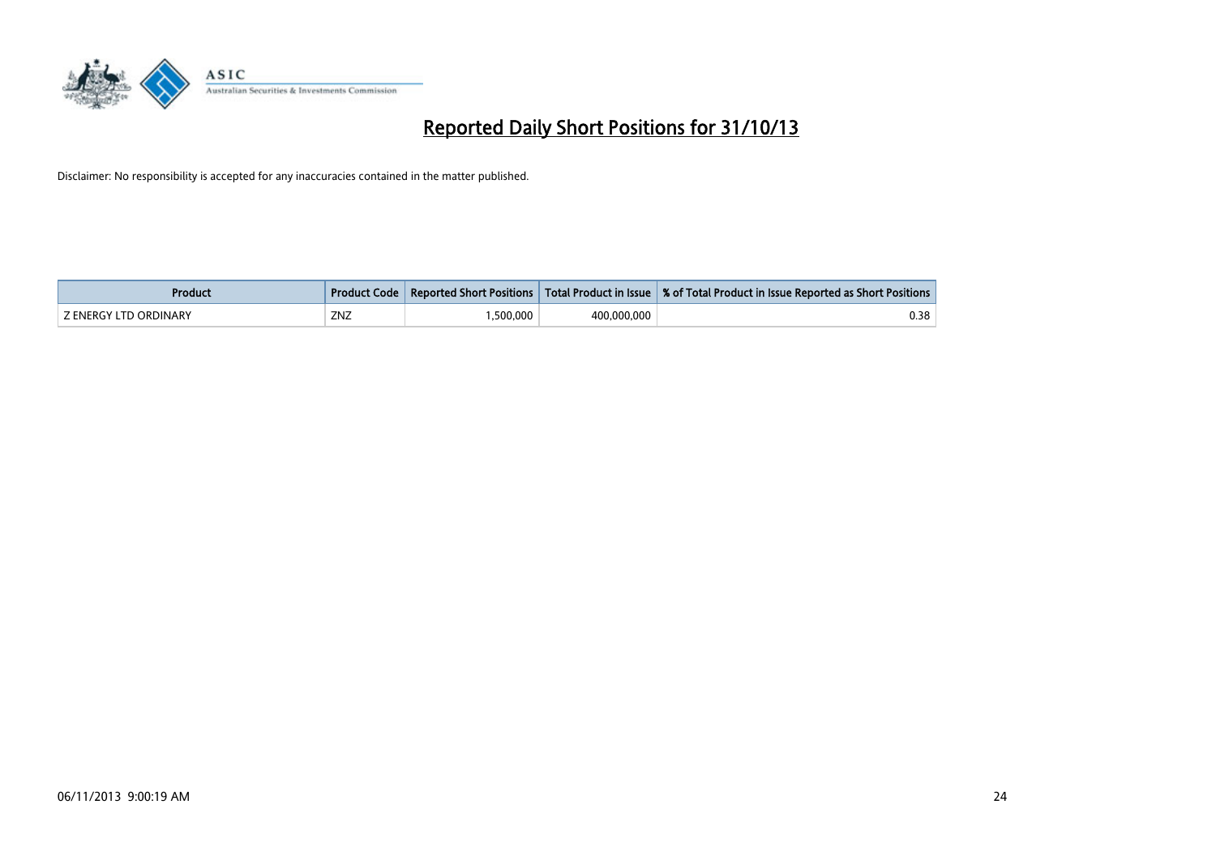# Reported Daily Short Positions for 31/10/13

Disclaimer: No responsibility is accepted for any inaccuracies contained in the matter published.

| Product | Product Code | Reported Short Positions | Total Product in Issue | % of Total Product in Issue Reported as Short Positions |
|---|---|---|---|---|
| Z ENERGY LTD ORDINARY | ZNZ | 1,500,000 | 400,000,000 | 0.38 |

06/11/2013 9:00:19 AM